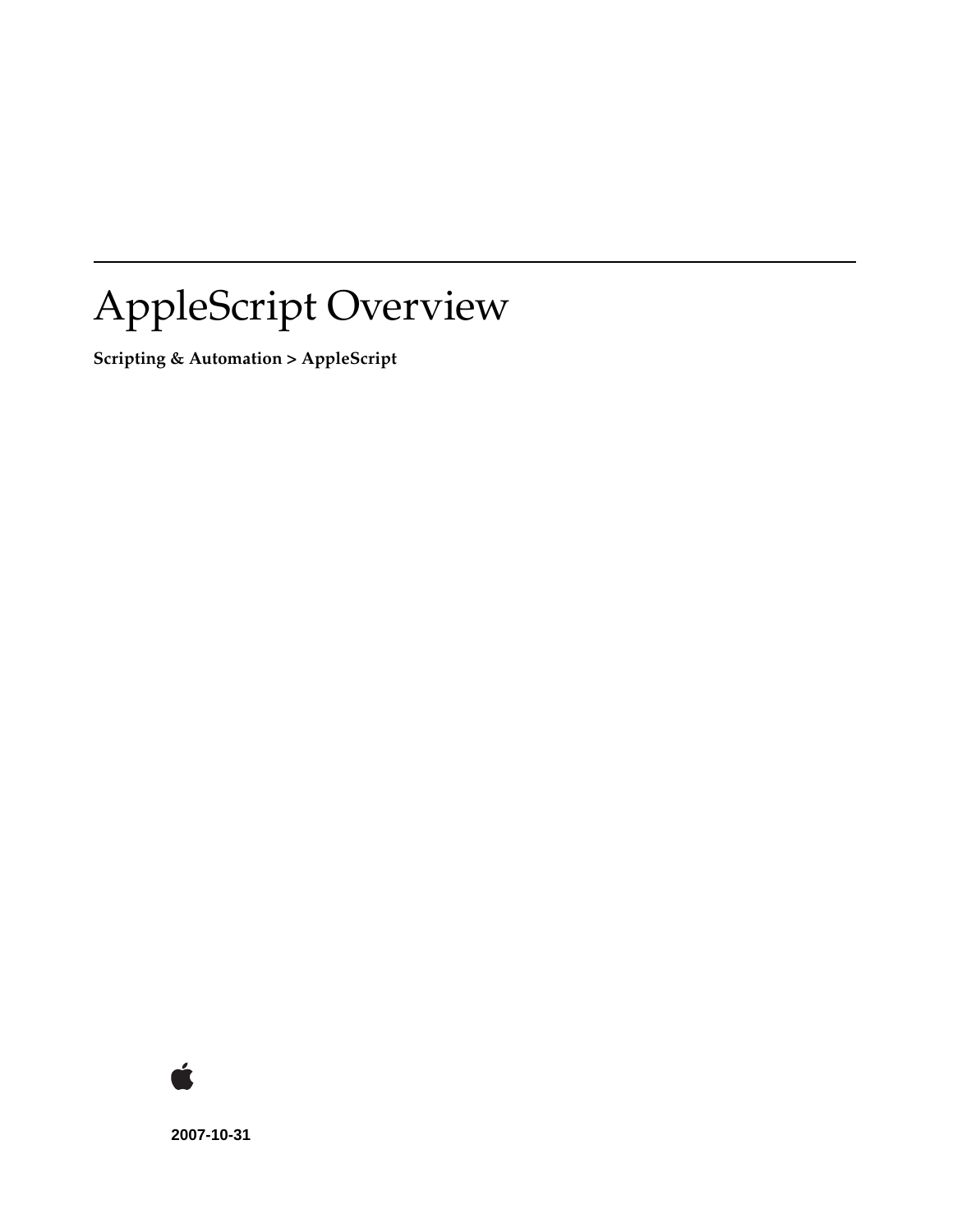# AppleScript Overview

**Scripting & Automation > AppleScript**

**2007-10-31**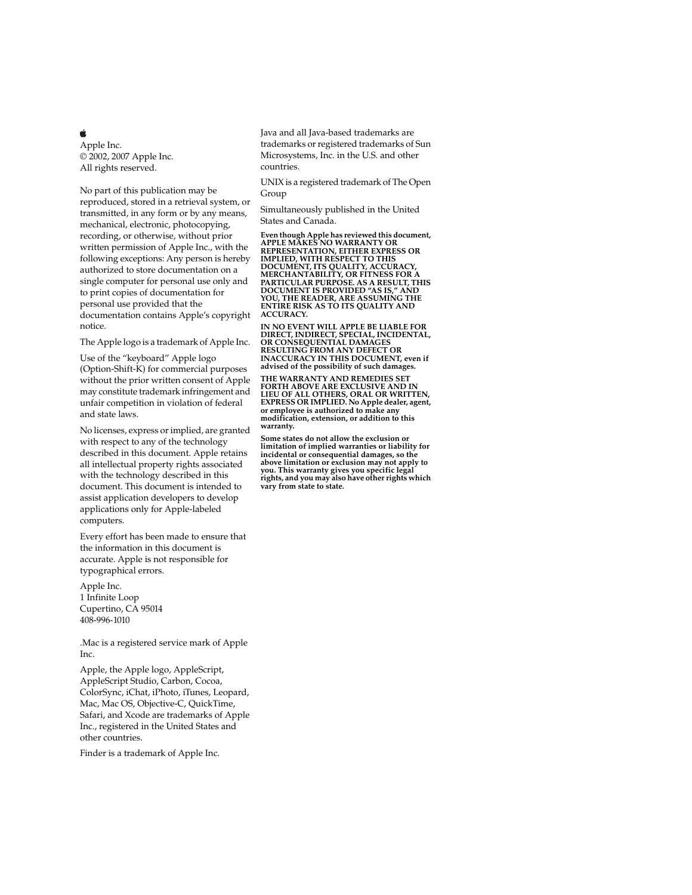Apple Inc.
© 2002, 2007 Apple Inc.
All rights reserved.

No part of this publication may be reproduced, stored in a retrieval system, or transmitted, in any form or by any means, mechanical, electronic, photocopying, recording, or otherwise, without prior written permission of Apple Inc., with the following exceptions: Any person is hereby authorized to store documentation on a single computer for personal use only and to print copies of documentation for personal use provided that the documentation contains Apple's copyright notice.

The Apple logo is a trademark of Apple Inc.

Use of the "keyboard" Apple logo (Option-Shift-K) for commercial purposes without the prior written consent of Apple may constitute trademark infringement and unfair competition in violation of federal and state laws.

No licenses, express or implied, are granted with respect to any of the technology described in this document. Apple retains all intellectual property rights associated with the technology described in this document. This document is intended to assist application developers to develop applications only for Apple-labeled computers.

Every effort has been made to ensure that the information in this document is accurate. Apple is not responsible for typographical errors.

Apple Inc.
1 Infinite Loop
Cupertino, CA 95014
408-996-1010

.Mac is a registered service mark of Apple Inc.

Apple, the Apple logo, AppleScript, AppleScript Studio, Carbon, Cocoa, ColorSync, iChat, iPhoto, iTunes, Leopard, Mac, Mac OS, Objective-C, QuickTime, Safari, and Xcode are trademarks of Apple Inc., registered in the United States and other countries.

Finder is a trademark of Apple Inc.

Java and all Java-based trademarks are trademarks or registered trademarks of Sun Microsystems, Inc. in the U.S. and other countries.

UNIX is a registered trademark of The Open Group

Simultaneously published in the United States and Canada.

**Even though Apple has reviewed this document, APPLE MAKES NO WARRANTY OR REPRESENTATION, EITHER EXPRESS OR IMPLIED, WITH RESPECT TO THIS DOCUMENT, ITS QUALITY, ACCURACY, MERCHANTABILITY, OR FITNESS FOR A PARTICULAR PURPOSE. AS A RESULT, THIS DOCUMENT IS PROVIDED "AS IS," AND YOU, THE READER, ARE ASSUMING THE ENTIRE RISK AS TO ITS QUALITY AND ACCURACY.**

**IN NO EVENT WILL APPLE BE LIABLE FOR DIRECT, INDIRECT, SPECIAL, INCIDENTAL, OR CONSEQUENTIAL DAMAGES RESULTING FROM ANY DEFECT OR INACCURACY IN THIS DOCUMENT, even if advised of the possibility of such damages.**

**THE WARRANTY AND REMEDIES SET FORTH ABOVE ARE EXCLUSIVE AND IN LIEU OF ALL OTHERS, ORAL OR WRITTEN, EXPRESS OR IMPLIED. No Apple dealer, agent, or employee is authorized to make any modification, extension, or addition to this warranty.**

**Some states do not allow the exclusion or limitation of implied warranties or liability for incidental or consequential damages, so the above limitation or exclusion may not apply to you. This warranty gives you specific legal rights, and you may also have other rights which vary from state to state.**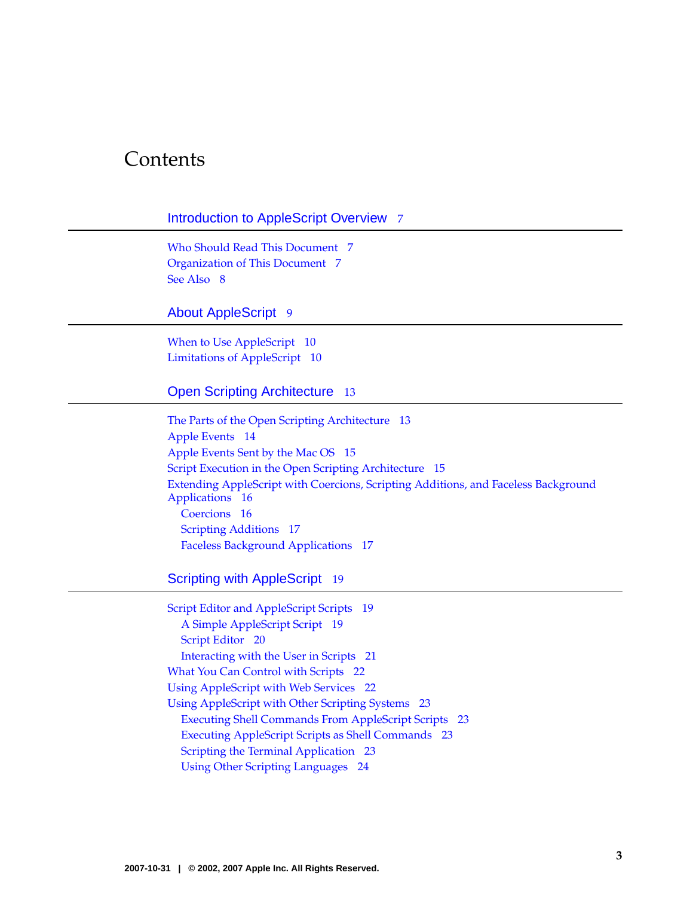# Contents

## Introduction to AppleScript Overview 7

Who Should Read This Document 7
Organization of This Document 7
See Also 8

## About AppleScript 9

When to Use AppleScript 10
Limitations of AppleScript 10

## Open Scripting Architecture 13

The Parts of the Open Scripting Architecture 13
Apple Events 14
Apple Events Sent by the Mac OS 15
Script Execution in the Open Scripting Architecture 15
Extending AppleScript with Coercions, Scripting Additions, and Faceless Background Applications 16
- Coercions 16
- Scripting Additions 17
- Faceless Background Applications 17

## Scripting with AppleScript 19

Script Editor and AppleScript Scripts 19
- A Simple AppleScript Script 19
- Script Editor 20
- Interacting with the User in Scripts 21

What You Can Control with Scripts 22
Using AppleScript with Web Services 22
Using AppleScript with Other Scripting Systems 23
- Executing Shell Commands From AppleScript Scripts 23
- Executing AppleScript Scripts as Shell Commands 23
- Scripting the Terminal Application 23
- Using Other Scripting Languages 24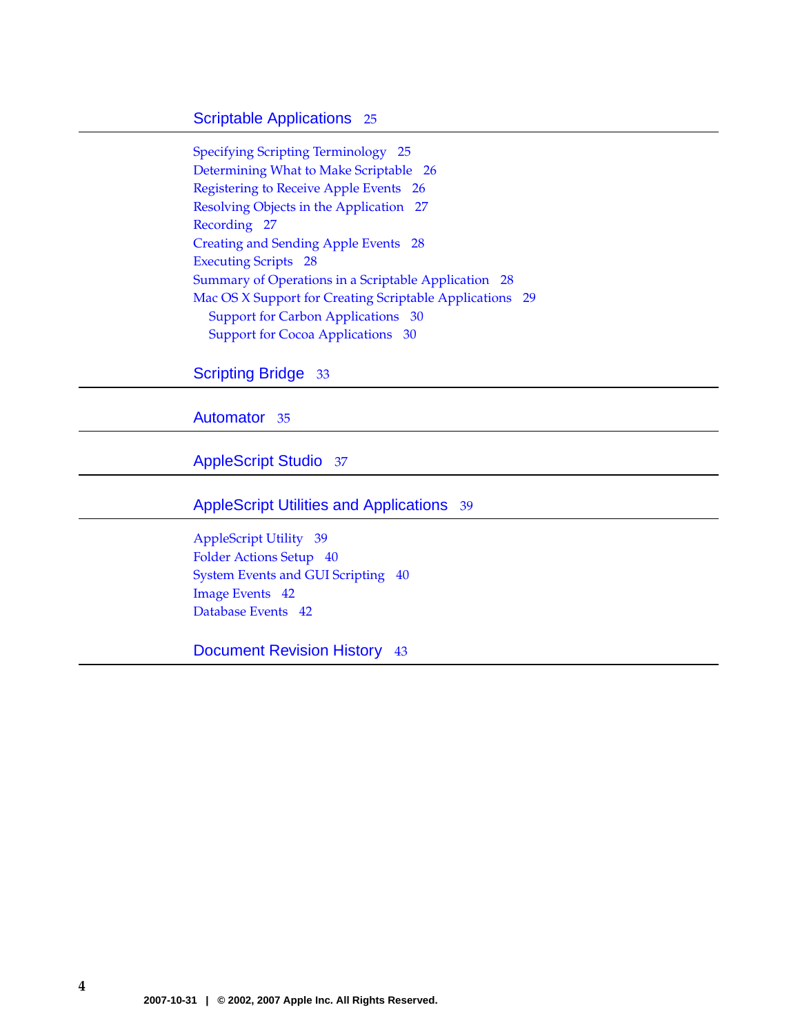Scriptable Applications 25

Specifying Scripting Terminology 25
Determining What to Make Scriptable 26
Registering to Receive Apple Events 26
Resolving Objects in the Application 27
Recording 27
Creating and Sending Apple Events 28
Executing Scripts 28
Summary of Operations in a Scriptable Application 28
Mac OS X Support for Creating Scriptable Applications 29
    Support for Carbon Applications 30
    Support for Cocoa Applications 30

Scripting Bridge 33

Automator 35

AppleScript Studio 37

AppleScript Utilities and Applications 39

AppleScript Utility 39
Folder Actions Setup 40
System Events and GUI Scripting 40
Image Events 42
Database Events 42

Document Revision History 43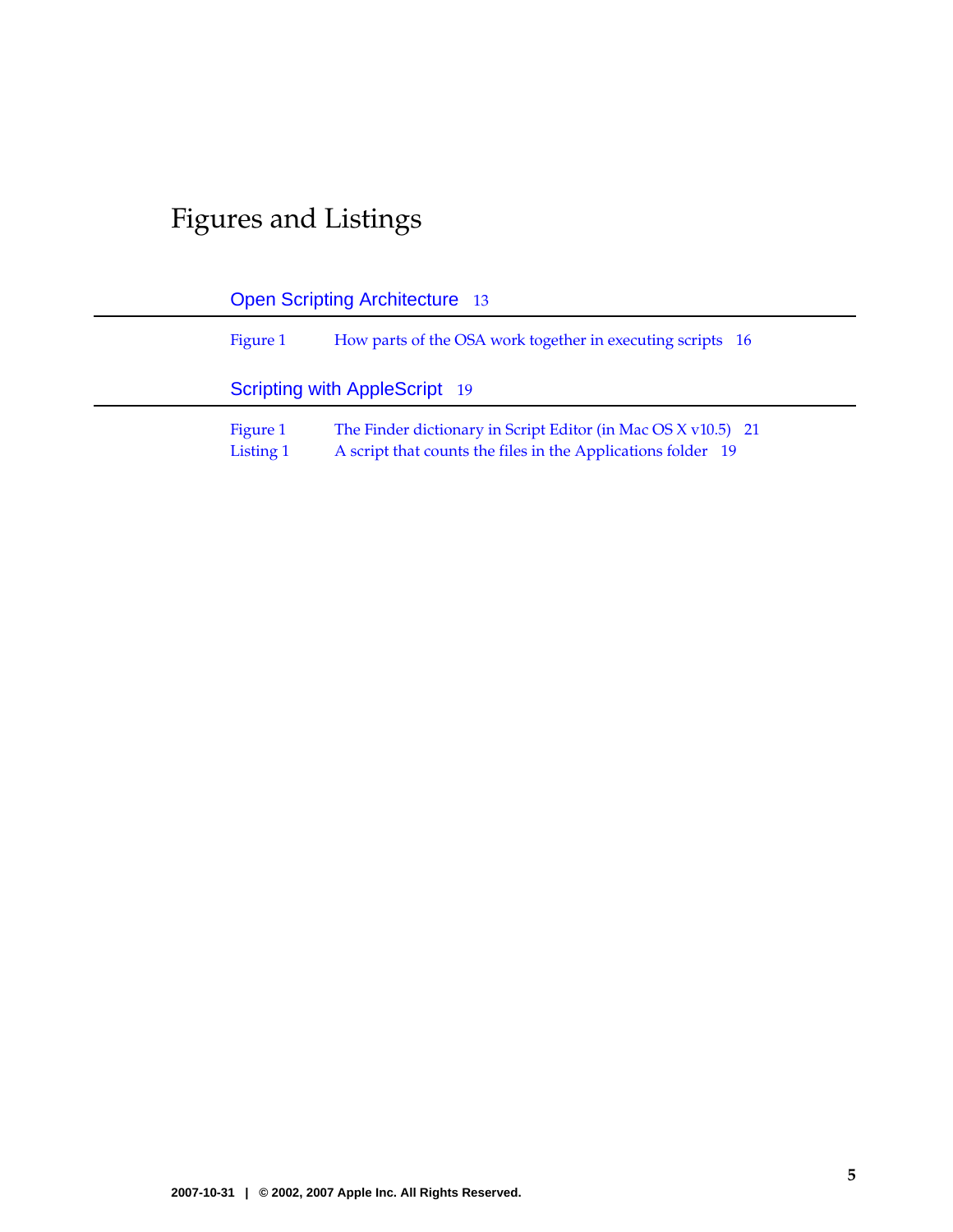# Figures and Listings

## Open Scripting Architecture 13

Figure 1 How parts of the OSA work together in executing scripts 16

## Scripting with AppleScript 19

Figure 1 The Finder dictionary in Script Editor (in Mac OS X v10.5) 21
Listing 1 A script that counts the files in the Applications folder 19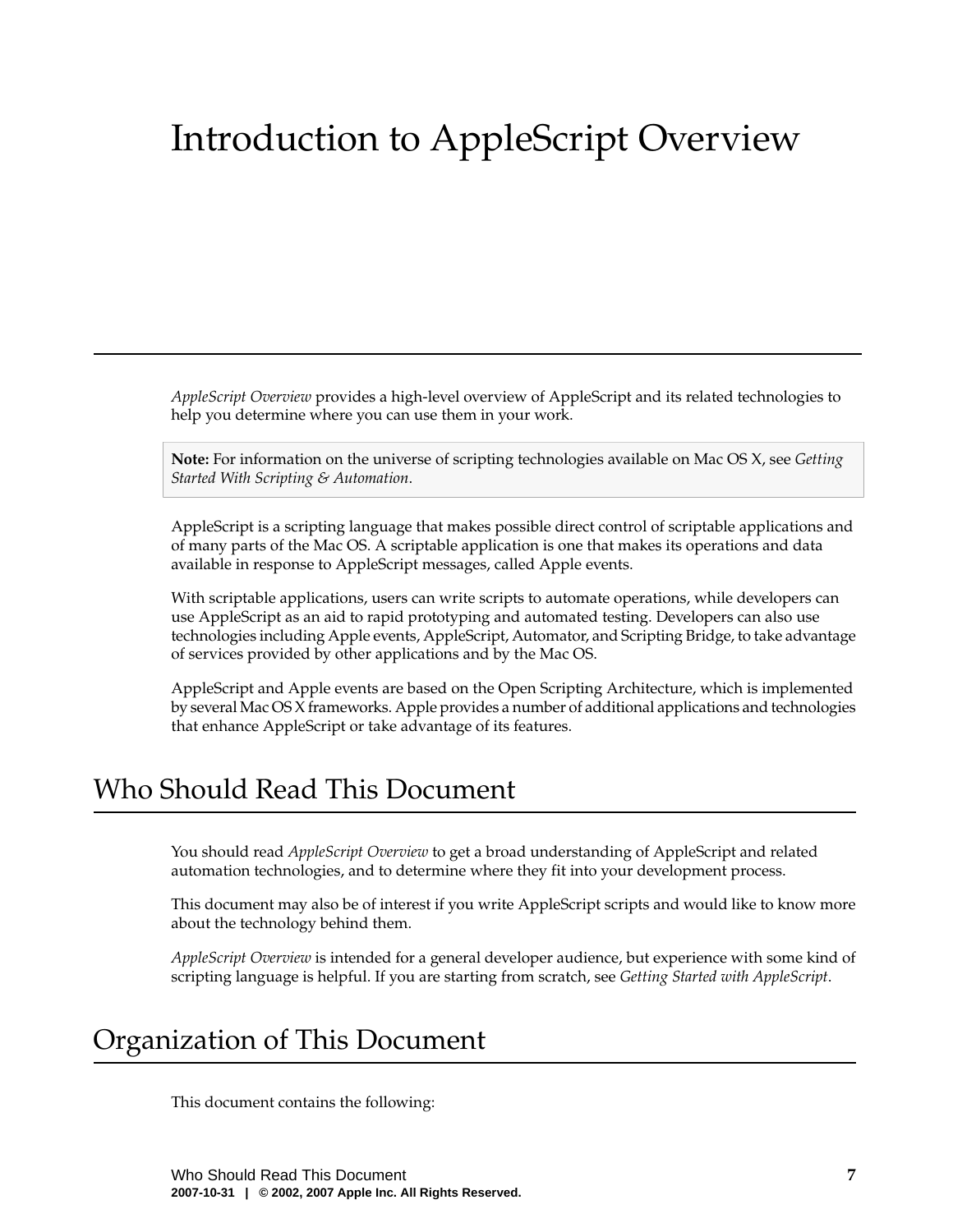# Introduction to AppleScript Overview

*AppleScript Overview* provides a high-level overview of AppleScript and its related technologies to help you determine where you can use them in your work.

**Note:** For information on the universe of scripting technologies available on Mac OS X, see *Getting Started With Scripting & Automation*.

AppleScript is a scripting language that makes possible direct control of scriptable applications and of many parts of the Mac OS. A scriptable application is one that makes its operations and data available in response to AppleScript messages, called Apple events.

With scriptable applications, users can write scripts to automate operations, while developers can use AppleScript as an aid to rapid prototyping and automated testing. Developers can also use technologies including Apple events, AppleScript, Automator, and Scripting Bridge, to take advantage of services provided by other applications and by the Mac OS.

AppleScript and Apple events are based on the Open Scripting Architecture, which is implemented by several Mac OS X frameworks. Apple provides a number of additional applications and technologies that enhance AppleScript or take advantage of its features.

## Who Should Read This Document

You should read *AppleScript Overview* to get a broad understanding of AppleScript and related automation technologies, and to determine where they fit into your development process.

This document may also be of interest if you write AppleScript scripts and would like to know more about the technology behind them.

*AppleScript Overview* is intended for a general developer audience, but experience with some kind of scripting language is helpful. If you are starting from scratch, see *Getting Started with AppleScript*.

## Organization of This Document

This document contains the following: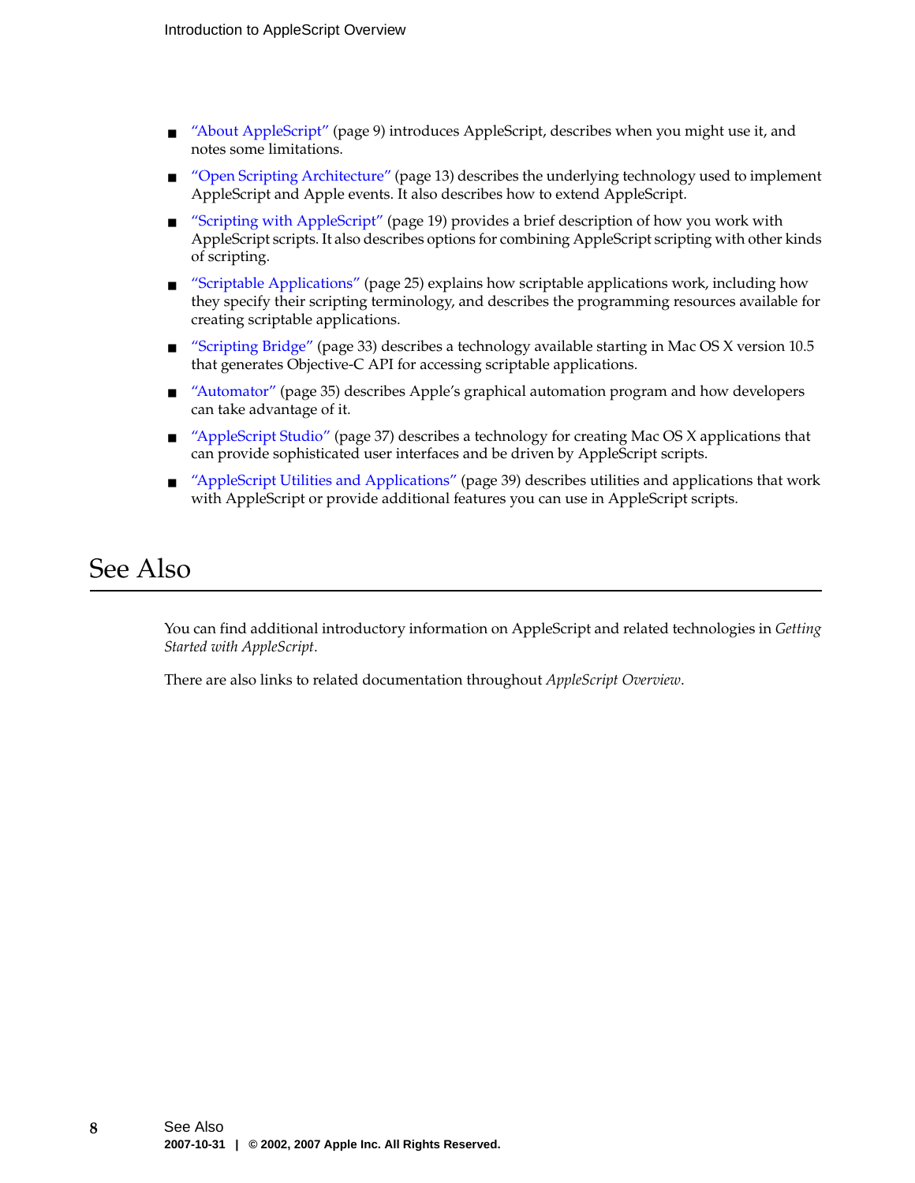- "About AppleScript" (page 9) introduces AppleScript, describes when you might use it, and notes some limitations.
- "Open Scripting Architecture" (page 13) describes the underlying technology used to implement AppleScript and Apple events. It also describes how to extend AppleScript.
- "Scripting with AppleScript" (page 19) provides a brief description of how you work with AppleScript scripts. It also describes options for combining AppleScript scripting with other kinds of scripting.
- "Scriptable Applications" (page 25) explains how scriptable applications work, including how they specify their scripting terminology, and describes the programming resources available for creating scriptable applications.
- "Scripting Bridge" (page 33) describes a technology available starting in Mac OS X version 10.5 that generates Objective-C API for accessing scriptable applications.
- "Automator" (page 35) describes Apple's graphical automation program and how developers can take advantage of it.
- "AppleScript Studio" (page 37) describes a technology for creating Mac OS X applications that can provide sophisticated user interfaces and be driven by AppleScript scripts.
- "AppleScript Utilities and Applications" (page 39) describes utilities and applications that work with AppleScript or provide additional features you can use in AppleScript scripts.

## See Also

You can find additional introductory information on AppleScript and related technologies in *Getting Started with AppleScript*.

There are also links to related documentation throughout *AppleScript Overview*.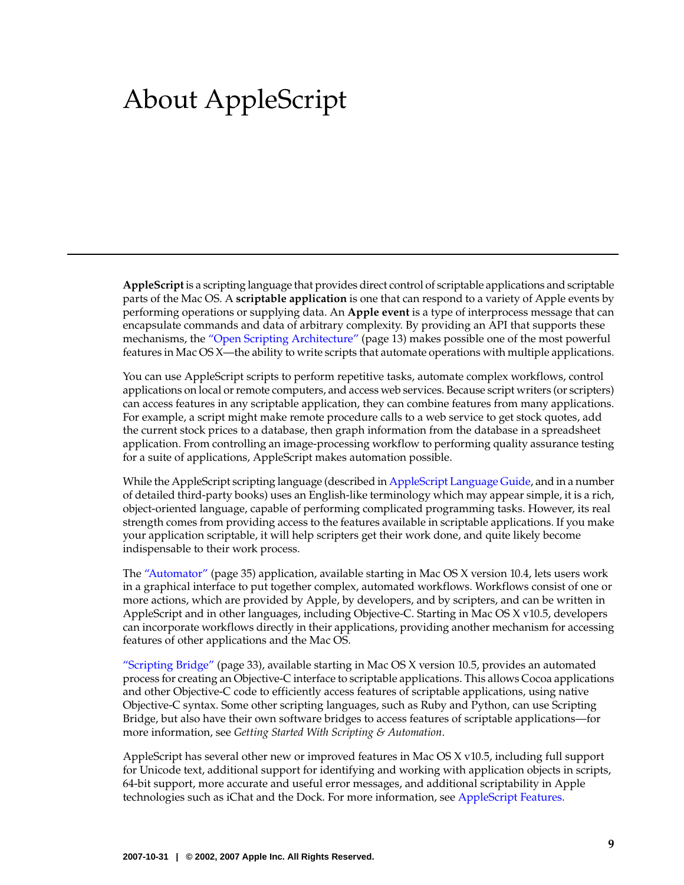# About AppleScript

**AppleScript** is a scripting language that provides direct control of scriptable applications and scriptable parts of the Mac OS. A **scriptable application** is one that can respond to a variety of Apple events by performing operations or supplying data. An **Apple event** is a type of interprocess message that can encapsulate commands and data of arbitrary complexity. By providing an API that supports these mechanisms, the "Open Scripting Architecture" (page 13) makes possible one of the most powerful features in Mac OS X—the ability to write scripts that automate operations with multiple applications.

You can use AppleScript scripts to perform repetitive tasks, automate complex workflows, control applications on local or remote computers, and access web services. Because script writers (or scripters) can access features in any scriptable application, they can combine features from many applications. For example, a script might make remote procedure calls to a web service to get stock quotes, add the current stock prices to a database, then graph information from the database in a spreadsheet application. From controlling an image-processing workflow to performing quality assurance testing for a suite of applications, AppleScript makes automation possible.

While the AppleScript scripting language (described in AppleScript Language Guide, and in a number of detailed third-party books) uses an English-like terminology which may appear simple, it is a rich, object-oriented language, capable of performing complicated programming tasks. However, its real strength comes from providing access to the features available in scriptable applications. If you make your application scriptable, it will help scripters get their work done, and quite likely become indispensable to their work process.

The "Automator" (page 35) application, available starting in Mac OS X version 10.4, lets users work in a graphical interface to put together complex, automated workflows. Workflows consist of one or more actions, which are provided by Apple, by developers, and by scripters, and can be written in AppleScript and in other languages, including Objective-C. Starting in Mac OS X v10.5, developers can incorporate workflows directly in their applications, providing another mechanism for accessing features of other applications and the Mac OS.

"Scripting Bridge" (page 33), available starting in Mac OS X version 10.5, provides an automated process for creating an Objective-C interface to scriptable applications. This allows Cocoa applications and other Objective-C code to efficiently access features of scriptable applications, using native Objective-C syntax. Some other scripting languages, such as Ruby and Python, can use Scripting Bridge, but also have their own software bridges to access features of scriptable applications—for more information, see *Getting Started With Scripting & Automation*.

AppleScript has several other new or improved features in Mac OS X v10.5, including full support for Unicode text, additional support for identifying and working with application objects in scripts, 64-bit support, more accurate and useful error messages, and additional scriptability in Apple technologies such as iChat and the Dock. For more information, see AppleScript Features.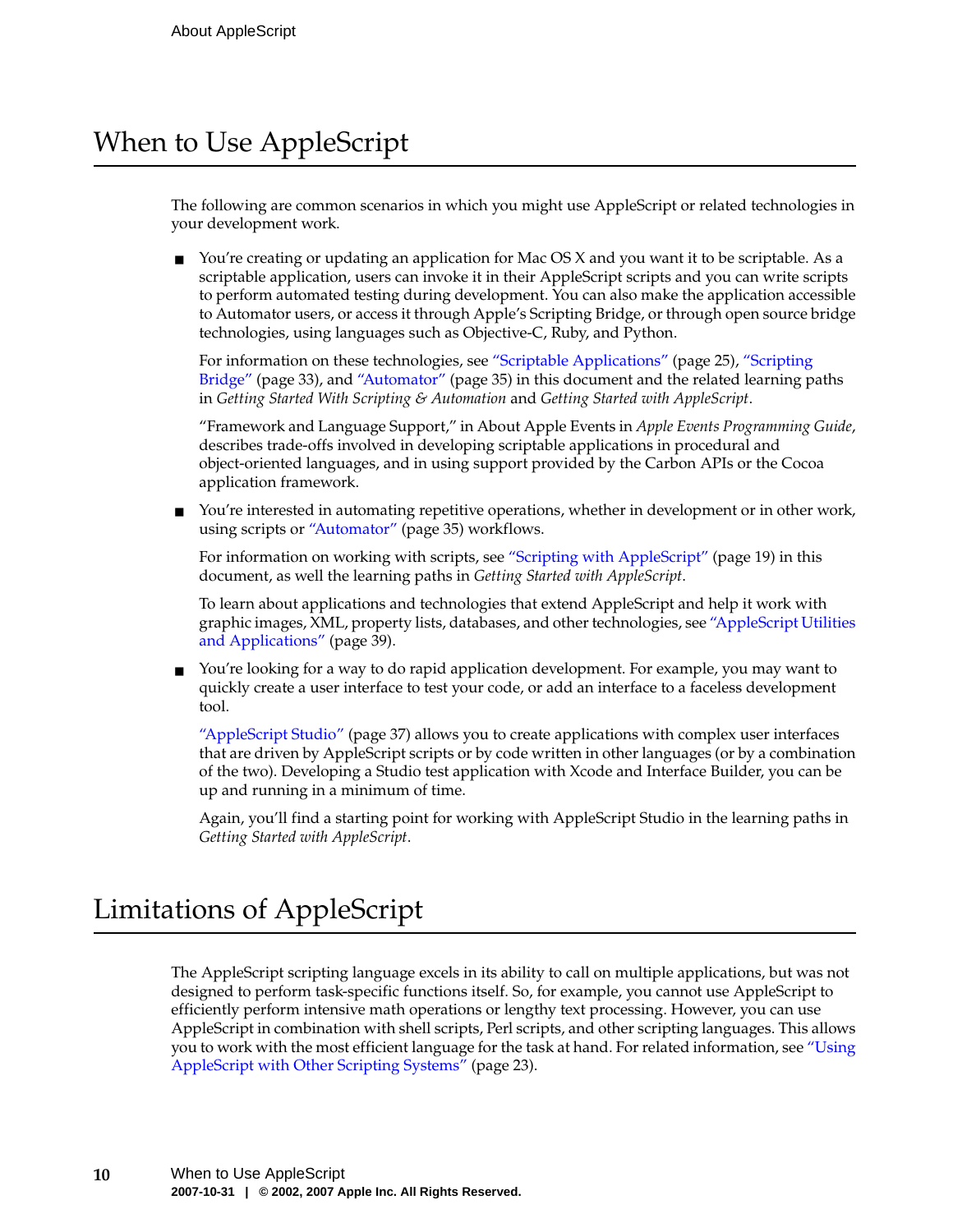## When to Use AppleScript

The following are common scenarios in which you might use AppleScript or related technologies in your development work.

- You're creating or updating an application for Mac OS X and you want it to be scriptable. As a scriptable application, users can invoke it in their AppleScript scripts and you can write scripts to perform automated testing during development. You can also make the application accessible to Automator users, or access it through Apple's Scripting Bridge, or through open source bridge technologies, using languages such as Objective-C, Ruby, and Python.

  For information on these technologies, see "Scriptable Applications" (page 25), "Scripting Bridge" (page 33), and "Automator" (page 35) in this document and the related learning paths in *Getting Started With Scripting & Automation* and *Getting Started with AppleScript*.

  "Framework and Language Support," in About Apple Events in *Apple Events Programming Guide*, describes trade-offs involved in developing scriptable applications in procedural and object-oriented languages, and in using support provided by the Carbon APIs or the Cocoa application framework.

- You're interested in automating repetitive operations, whether in development or in other work, using scripts or "Automator" (page 35) workflows.

  For information on working with scripts, see "Scripting with AppleScript" (page 19) in this document, as well the learning paths in *Getting Started with AppleScript*.

  To learn about applications and technologies that extend AppleScript and help it work with graphic images, XML, property lists, databases, and other technologies, see "AppleScript Utilities and Applications" (page 39).

- You're looking for a way to do rapid application development. For example, you may want to quickly create a user interface to test your code, or add an interface to a faceless development tool.

  "AppleScript Studio" (page 37) allows you to create applications with complex user interfaces that are driven by AppleScript scripts or by code written in other languages (or by a combination of the two). Developing a Studio test application with Xcode and Interface Builder, you can be up and running in a minimum of time.

  Again, you'll find a starting point for working with AppleScript Studio in the learning paths in *Getting Started with AppleScript*.

## Limitations of AppleScript

The AppleScript scripting language excels in its ability to call on multiple applications, but was not designed to perform task-specific functions itself. So, for example, you cannot use AppleScript to efficiently perform intensive math operations or lengthy text processing. However, you can use AppleScript in combination with shell scripts, Perl scripts, and other scripting languages. This allows you to work with the most efficient language for the task at hand. For related information, see "Using AppleScript with Other Scripting Systems" (page 23).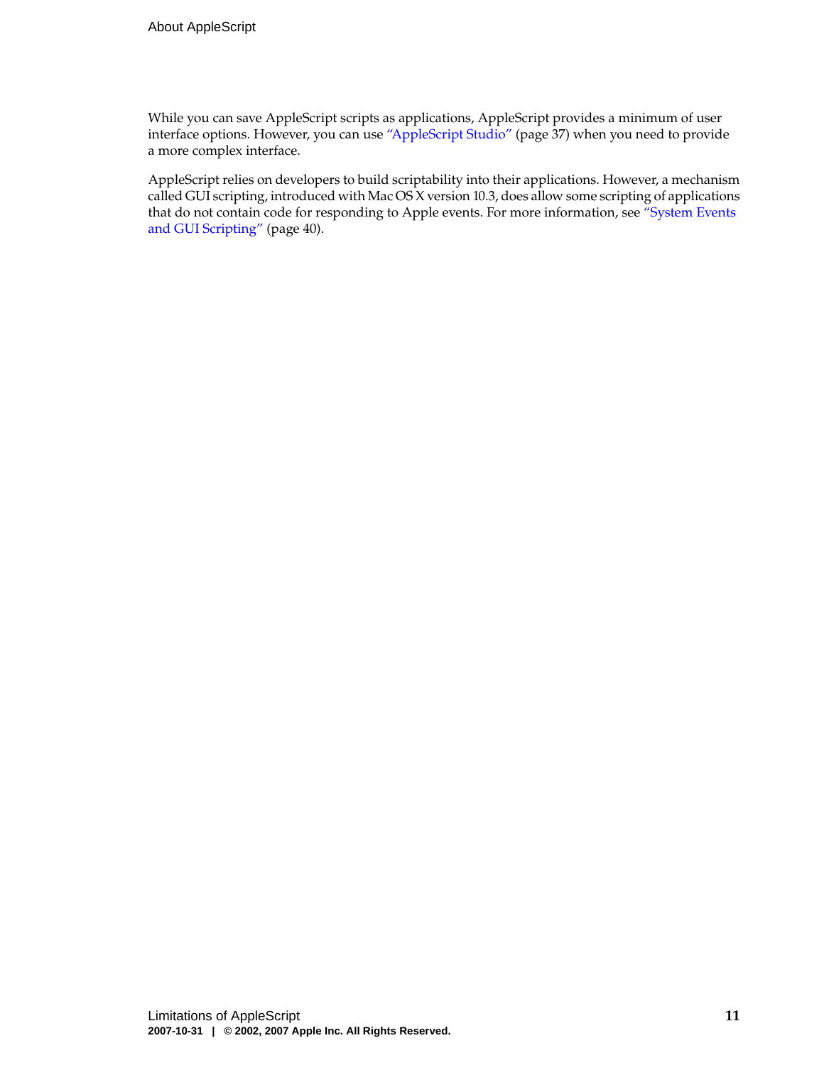While you can save AppleScript scripts as applications, AppleScript provides a minimum of user interface options. However, you can use "AppleScript Studio" (page 37) when you need to provide a more complex interface.

AppleScript relies on developers to build scriptability into their applications. However, a mechanism called GUI scripting, introduced with Mac OS X version 10.3, does allow some scripting of applications that do not contain code for responding to Apple events. For more information, see "System Events and GUI Scripting" (page 40).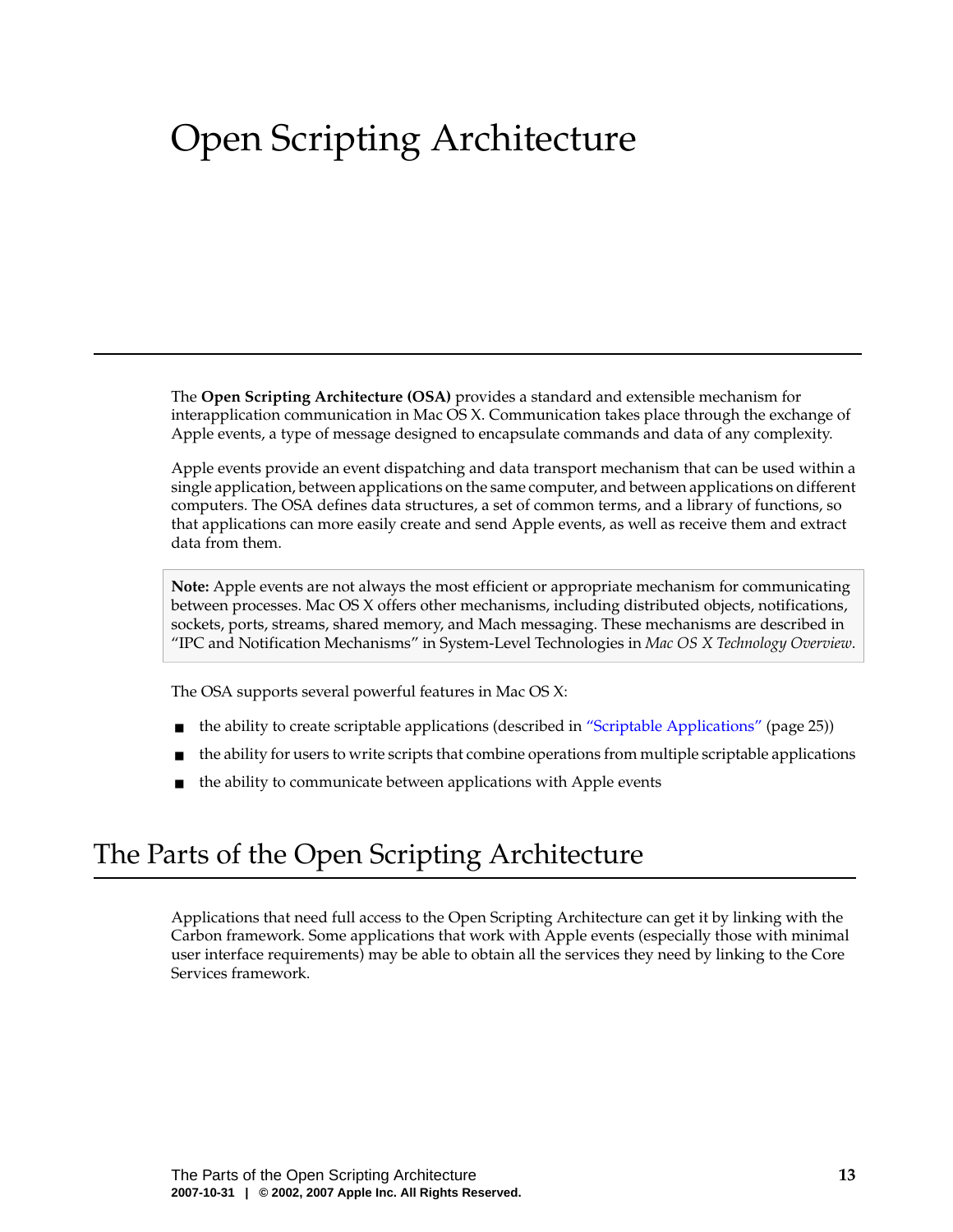# Open Scripting Architecture

The **Open Scripting Architecture (OSA)** provides a standard and extensible mechanism for interapplication communication in Mac OS X. Communication takes place through the exchange of Apple events, a type of message designed to encapsulate commands and data of any complexity.

Apple events provide an event dispatching and data transport mechanism that can be used within a single application, between applications on the same computer, and between applications on different computers. The OSA defines data structures, a set of common terms, and a library of functions, so that applications can more easily create and send Apple events, as well as receive them and extract data from them.

> **Note:** Apple events are not always the most efficient or appropriate mechanism for communicating between processes. Mac OS X offers other mechanisms, including distributed objects, notifications, sockets, ports, streams, shared memory, and Mach messaging. These mechanisms are described in "IPC and Notification Mechanisms" in System-Level Technologies in *Mac OS X Technology Overview*.

The OSA supports several powerful features in Mac OS X:

- the ability to create scriptable applications (described in "Scriptable Applications" (page 25))
- the ability for users to write scripts that combine operations from multiple scriptable applications
- the ability to communicate between applications with Apple events

## The Parts of the Open Scripting Architecture

Applications that need full access to the Open Scripting Architecture can get it by linking with the Carbon framework. Some applications that work with Apple events (especially those with minimal user interface requirements) may be able to obtain all the services they need by linking to the Core Services framework.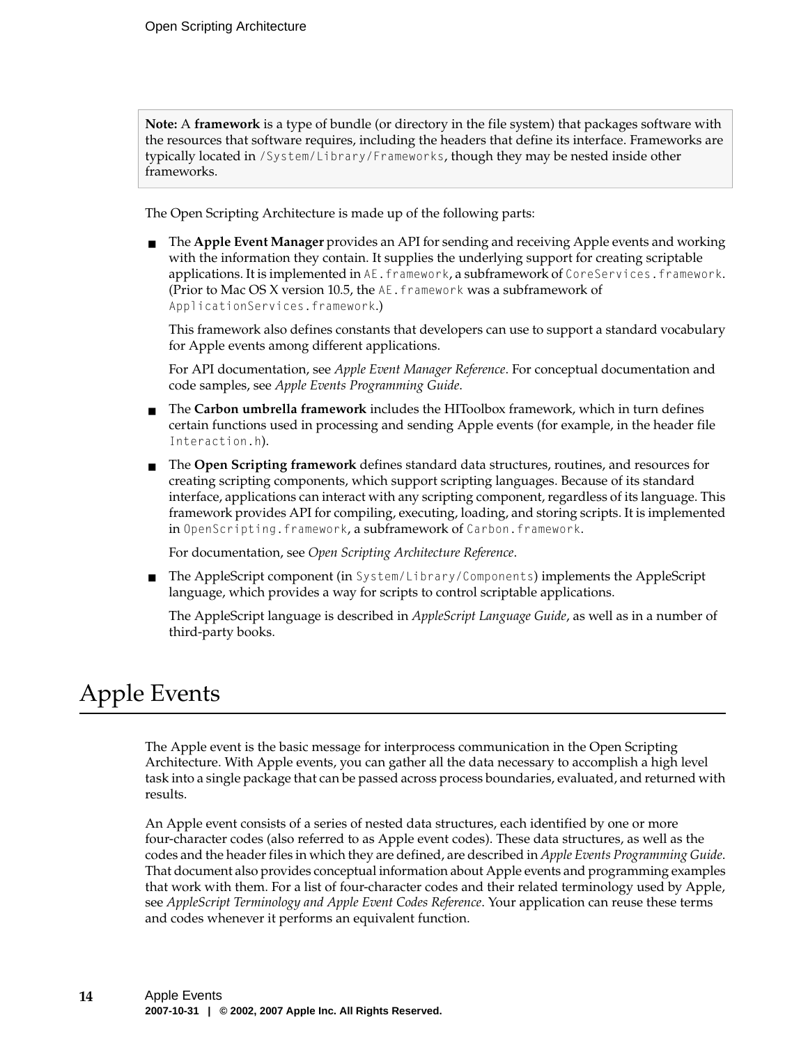**Note:** A **framework** is a type of bundle (or directory in the file system) that packages software with the resources that software requires, including the headers that define its interface. Frameworks are typically located in `/System/Library/Frameworks`, though they may be nested inside other frameworks.

The Open Scripting Architecture is made up of the following parts:

- The **Apple Event Manager** provides an API for sending and receiving Apple events and working with the information they contain. It supplies the underlying support for creating scriptable applications. It is implemented in `AE.framework`, a subframework of `CoreServices.framework`. (Prior to Mac OS X version 10.5, the `AE.framework` was a subframework of `ApplicationServices.framework`.)

  This framework also defines constants that developers can use to support a standard vocabulary for Apple events among different applications.

  For API documentation, see *Apple Event Manager Reference*. For conceptual documentation and code samples, see *Apple Events Programming Guide*.

- The **Carbon umbrella framework** includes the HIToolbox framework, which in turn defines certain functions used in processing and sending Apple events (for example, in the header file `Interaction.h`).

- The **Open Scripting framework** defines standard data structures, routines, and resources for creating scripting components, which support scripting languages. Because of its standard interface, applications can interact with any scripting component, regardless of its language. This framework provides API for compiling, executing, loading, and storing scripts. It is implemented in `OpenScripting.framework`, a subframework of `Carbon.framework`.

  For documentation, see *Open Scripting Architecture Reference*.

- The AppleScript component (in `System/Library/Components`) implements the AppleScript language, which provides a way for scripts to control scriptable applications.

  The AppleScript language is described in *AppleScript Language Guide*, as well as in a number of third-party books.

# Apple Events

The Apple event is the basic message for interprocess communication in the Open Scripting Architecture. With Apple events, you can gather all the data necessary to accomplish a high level task into a single package that can be passed across process boundaries, evaluated, and returned with results.

An Apple event consists of a series of nested data structures, each identified by one or more four-character codes (also referred to as Apple event codes). These data structures, as well as the codes and the header files in which they are defined, are described in *Apple Events Programming Guide*. That document also provides conceptual information about Apple events and programming examples that work with them. For a list of four-character codes and their related terminology used by Apple, see *AppleScript Terminology and Apple Event Codes Reference*. Your application can reuse these terms and codes whenever it performs an equivalent function.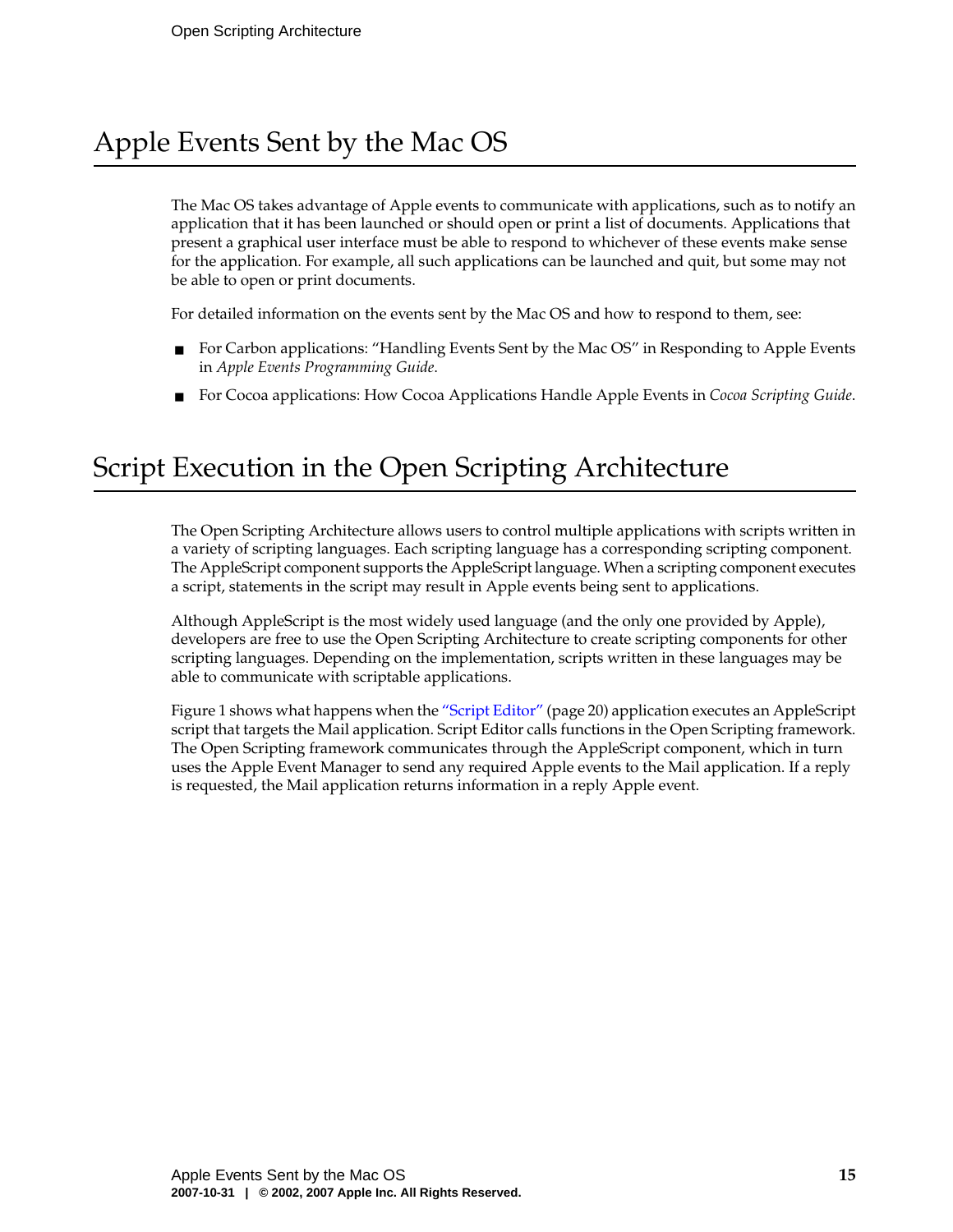## Apple Events Sent by the Mac OS

The Mac OS takes advantage of Apple events to communicate with applications, such as to notify an application that it has been launched or should open or print a list of documents. Applications that present a graphical user interface must be able to respond to whichever of these events make sense for the application. For example, all such applications can be launched and quit, but some may not be able to open or print documents.

For detailed information on the events sent by the Mac OS and how to respond to them, see:

- For Carbon applications: "Handling Events Sent by the Mac OS" in Responding to Apple Events in *Apple Events Programming Guide*.
- For Cocoa applications: How Cocoa Applications Handle Apple Events in *Cocoa Scripting Guide*.

## Script Execution in the Open Scripting Architecture

The Open Scripting Architecture allows users to control multiple applications with scripts written in a variety of scripting languages. Each scripting language has a corresponding scripting component. The AppleScript component supports the AppleScript language. When a scripting component executes a script, statements in the script may result in Apple events being sent to applications.

Although AppleScript is the most widely used language (and the only one provided by Apple), developers are free to use the Open Scripting Architecture to create scripting components for other scripting languages. Depending on the implementation, scripts written in these languages may be able to communicate with scriptable applications.

Figure 1 shows what happens when the "Script Editor" (page 20) application executes an AppleScript script that targets the Mail application. Script Editor calls functions in the Open Scripting framework. The Open Scripting framework communicates through the AppleScript component, which in turn uses the Apple Event Manager to send any required Apple events to the Mail application. If a reply is requested, the Mail application returns information in a reply Apple event.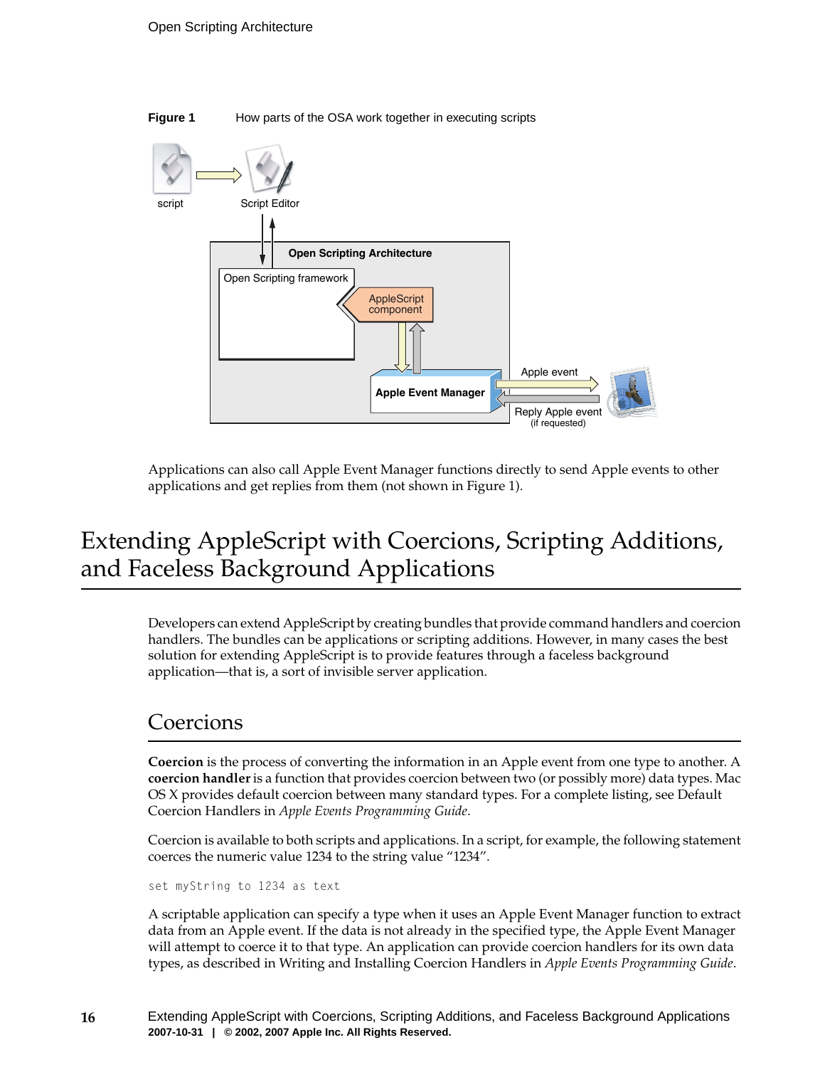**Figure 1** How parts of the OSA work together in executing scripts

Applications can also call Apple Event Manager functions directly to send Apple events to other applications and get replies from them (not shown in Figure 1).

# Extending AppleScript with Coercions, Scripting Additions, and Faceless Background Applications

Developers can extend AppleScript by creating bundles that provide command handlers and coercion handlers. The bundles can be applications or scripting additions. However, in many cases the best solution for extending AppleScript is to provide features through a faceless background application—that is, a sort of invisible server application.

## Coercions

**Coercion** is the process of converting the information in an Apple event from one type to another. A **coercion handler** is a function that provides coercion between two (or possibly more) data types. Mac OS X provides default coercion between many standard types. For a complete listing, see Default Coercion Handlers in *Apple Events Programming Guide*.

Coercion is available to both scripts and applications. In a script, for example, the following statement coerces the numeric value 1234 to the string value "1234".

```
set myString to 1234 as text
```

A scriptable application can specify a type when it uses an Apple Event Manager function to extract data from an Apple event. If the data is not already in the specified type, the Apple Event Manager will attempt to coerce it to that type. An application can provide coercion handlers for its own data types, as described in Writing and Installing Coercion Handlers in *Apple Events Programming Guide*.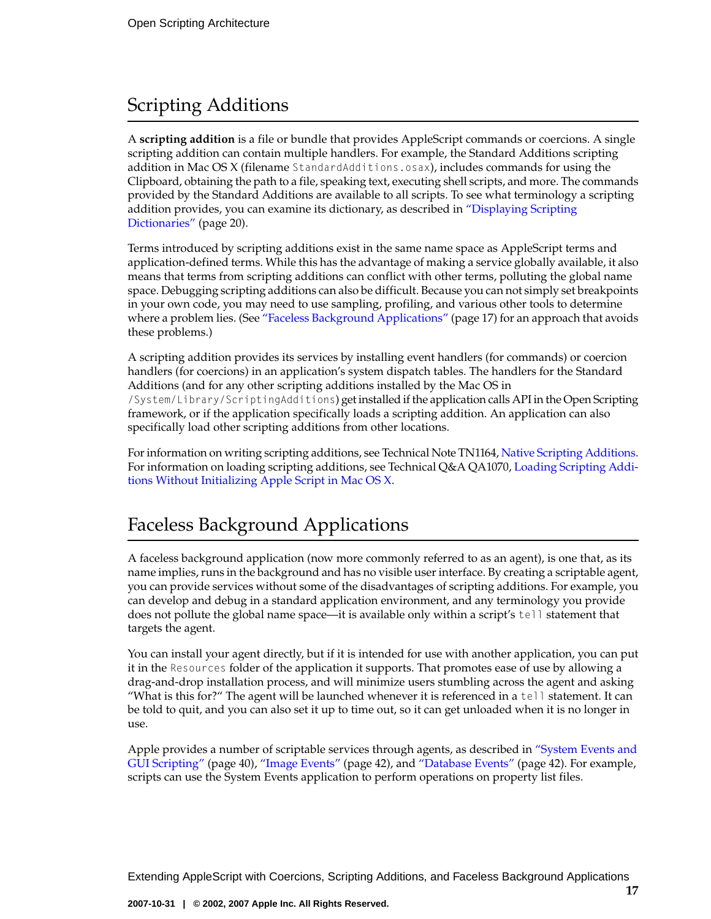## Scripting Additions

A **scripting addition** is a file or bundle that provides AppleScript commands or coercions. A single scripting addition can contain multiple handlers. For example, the Standard Additions scripting addition in Mac OS X (filename `StandardAdditions.osax`), includes commands for using the Clipboard, obtaining the path to a file, speaking text, executing shell scripts, and more. The commands provided by the Standard Additions are available to all scripts. To see what terminology a scripting addition provides, you can examine its dictionary, as described in "Displaying Scripting Dictionaries" (page 20).

Terms introduced by scripting additions exist in the same name space as AppleScript terms and application-defined terms. While this has the advantage of making a service globally available, it also means that terms from scripting additions can conflict with other terms, polluting the global name space. Debugging scripting additions can also be difficult. Because you can not simply set breakpoints in your own code, you may need to use sampling, profiling, and various other tools to determine where a problem lies. (See "Faceless Background Applications" (page 17) for an approach that avoids these problems.)

A scripting addition provides its services by installing event handlers (for commands) or coercion handlers (for coercions) in an application's system dispatch tables. The handlers for the Standard Additions (and for any other scripting additions installed by the Mac OS in `/System/Library/ScriptingAdditions`) get installed if the application calls API in the Open Scripting framework, or if the application specifically loads a scripting addition. An application can also specifically load other scripting additions from other locations.

For information on writing scripting additions, see Technical Note TN1164, Native Scripting Additions. For information on loading scripting additions, see Technical Q&A QA1070, Loading Scripting Additions Without Initializing Apple Script in Mac OS X.

## Faceless Background Applications

A faceless background application (now more commonly referred to as an agent), is one that, as its name implies, runs in the background and has no visible user interface. By creating a scriptable agent, you can provide services without some of the disadvantages of scripting additions. For example, you can develop and debug in a standard application environment, and any terminology you provide does not pollute the global name space—it is available only within a script's `tell` statement that targets the agent.

You can install your agent directly, but if it is intended for use with another application, you can put it in the `Resources` folder of the application it supports. That promotes ease of use by allowing a drag-and-drop installation process, and will minimize users stumbling across the agent and asking "What is this for?" The agent will be launched whenever it is referenced in a `tell` statement. It can be told to quit, and you can also set it up to time out, so it can get unloaded when it is no longer in use.

Apple provides a number of scriptable services through agents, as described in "System Events and GUI Scripting" (page 40), "Image Events" (page 42), and "Database Events" (page 42). For example, scripts can use the System Events application to perform operations on property list files.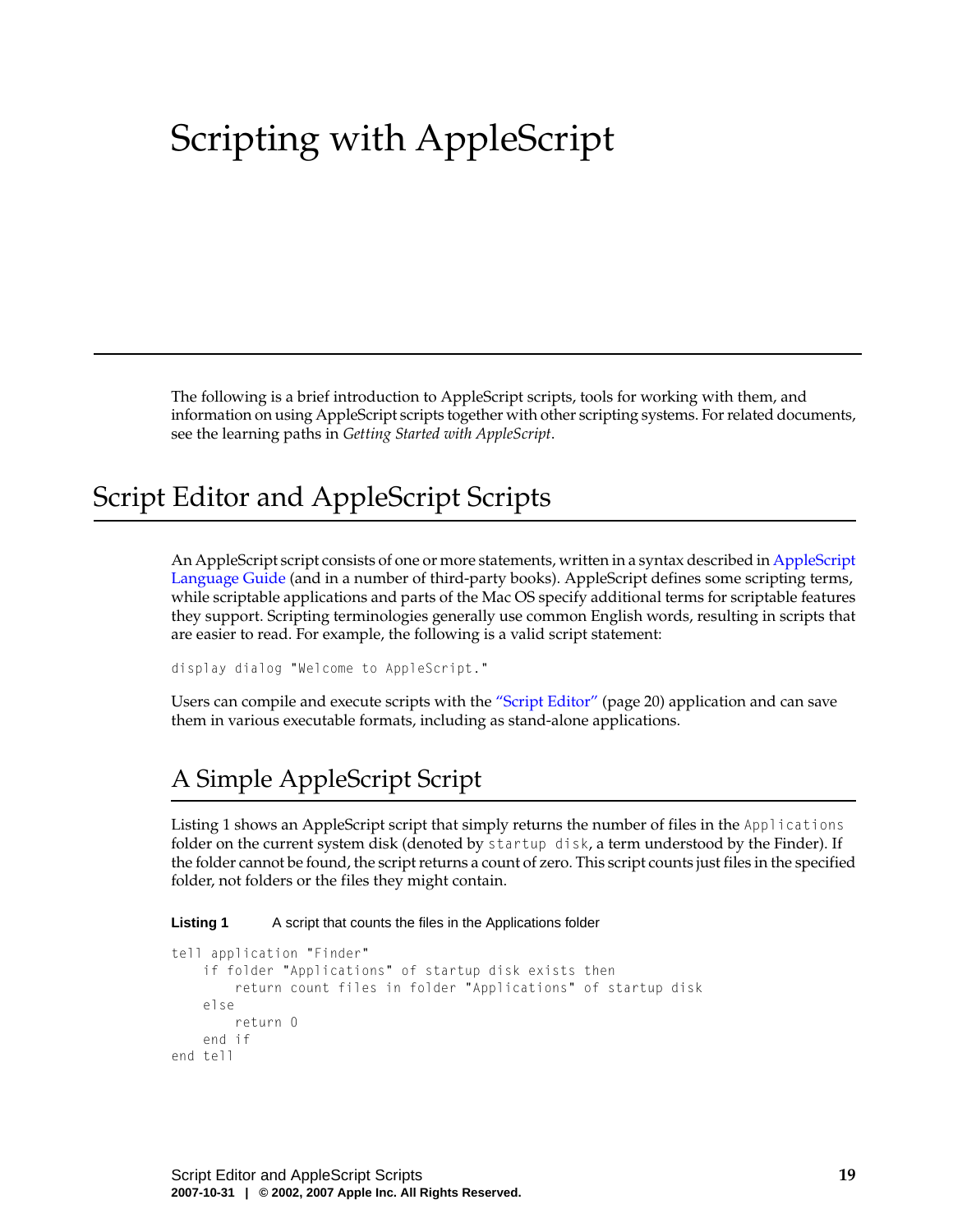# Scripting with AppleScript

The following is a brief introduction to AppleScript scripts, tools for working with them, and information on using AppleScript scripts together with other scripting systems. For related documents, see the learning paths in *Getting Started with AppleScript*.

## Script Editor and AppleScript Scripts

An AppleScript script consists of one or more statements, written in a syntax described in AppleScript Language Guide (and in a number of third-party books). AppleScript defines some scripting terms, while scriptable applications and parts of the Mac OS specify additional terms for scriptable features they support. Scripting terminologies generally use common English words, resulting in scripts that are easier to read. For example, the following is a valid script statement:

```
display dialog "Welcome to AppleScript."
```

Users can compile and execute scripts with the "Script Editor" (page 20) application and can save them in various executable formats, including as stand-alone applications.

### A Simple AppleScript Script

Listing 1 shows an AppleScript script that simply returns the number of files in the `Applications` folder on the current system disk (denoted by `startup disk`, a term understood by the Finder). If the folder cannot be found, the script returns a count of zero. This script counts just files in the specified folder, not folders or the files they might contain.

**Listing 1** A script that counts the files in the Applications folder

```
tell application "Finder"
    if folder "Applications" of startup disk exists then
        return count files in folder "Applications" of startup disk
    else
        return 0
    end if
end tell
```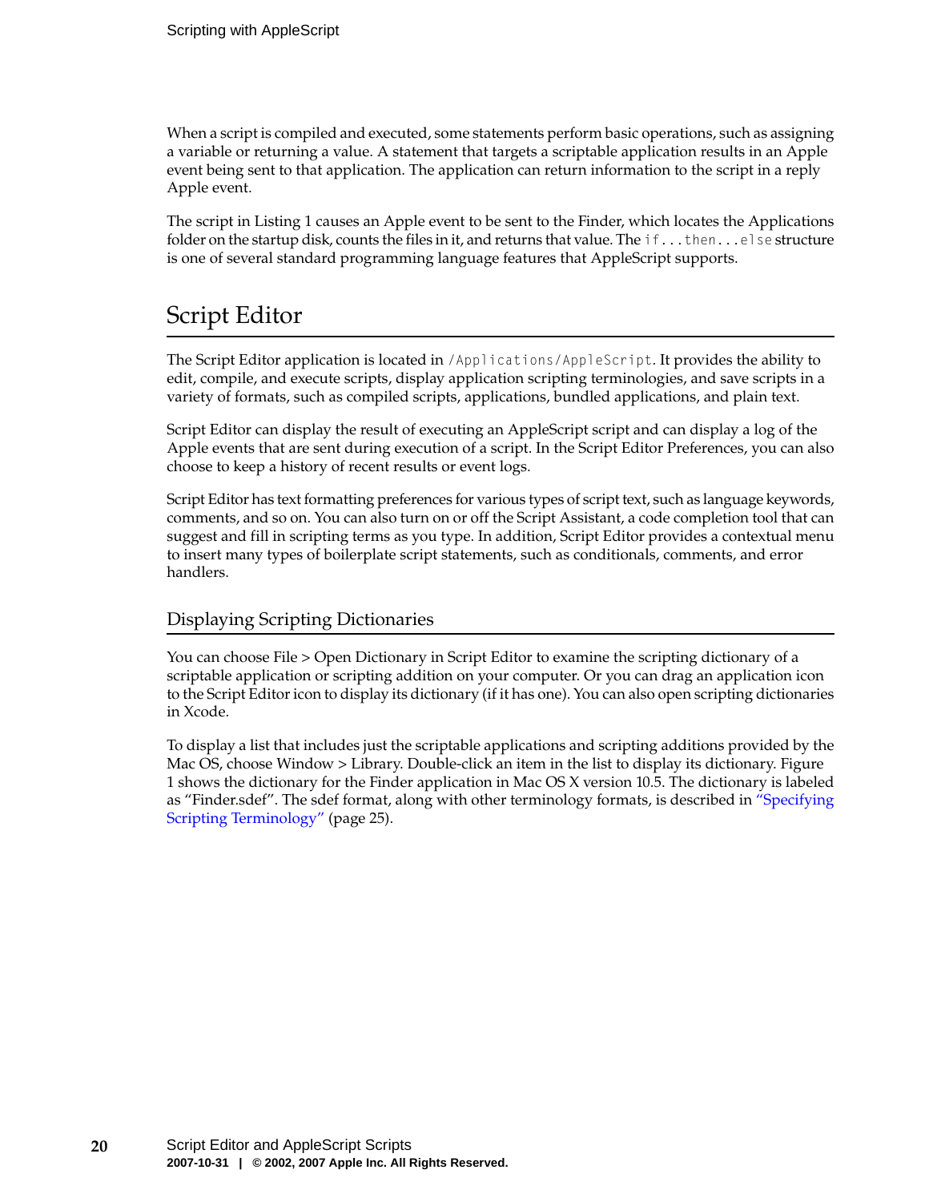When a script is compiled and executed, some statements perform basic operations, such as assigning a variable or returning a value. A statement that targets a scriptable application results in an Apple event being sent to that application. The application can return information to the script in a reply Apple event.

The script in Listing 1 causes an Apple event to be sent to the Finder, which locates the Applications folder on the startup disk, counts the files in it, and returns that value. The `if...then...else` structure is one of several standard programming language features that AppleScript supports.

## Script Editor

The Script Editor application is located in `/Applications/AppleScript`. It provides the ability to edit, compile, and execute scripts, display application scripting terminologies, and save scripts in a variety of formats, such as compiled scripts, applications, bundled applications, and plain text.

Script Editor can display the result of executing an AppleScript script and can display a log of the Apple events that are sent during execution of a script. In the Script Editor Preferences, you can also choose to keep a history of recent results or event logs.

Script Editor has text formatting preferences for various types of script text, such as language keywords, comments, and so on. You can also turn on or off the Script Assistant, a code completion tool that can suggest and fill in scripting terms as you type. In addition, Script Editor provides a contextual menu to insert many types of boilerplate script statements, such as conditionals, comments, and error handlers.

### Displaying Scripting Dictionaries

You can choose File > Open Dictionary in Script Editor to examine the scripting dictionary of a scriptable application or scripting addition on your computer. Or you can drag an application icon to the Script Editor icon to display its dictionary (if it has one). You can also open scripting dictionaries in Xcode.

To display a list that includes just the scriptable applications and scripting additions provided by the Mac OS, choose Window > Library. Double-click an item in the list to display its dictionary. Figure 1 shows the dictionary for the Finder application in Mac OS X version 10.5. The dictionary is labeled as "Finder.sdef". The sdef format, along with other terminology formats, is described in "Specifying Scripting Terminology" (page 25).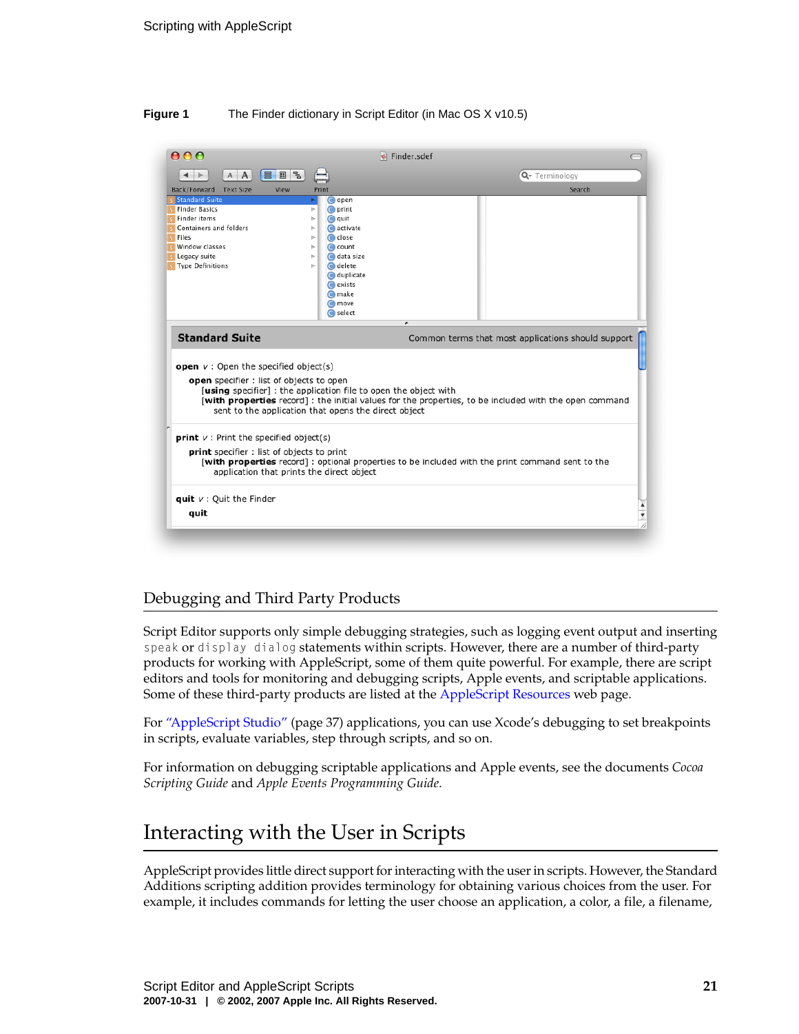**Figure 1** The Finder dictionary in Script Editor (in Mac OS X v10.5)

## Debugging and Third Party Products

Script Editor supports only simple debugging strategies, such as logging event output and inserting `speak` or `display dialog` statements within scripts. However, there are a number of third-party products for working with AppleScript, some of them quite powerful. For example, there are script editors and tools for monitoring and debugging scripts, Apple events, and scriptable applications. Some of these third-party products are listed at the AppleScript Resources web page.

For "AppleScript Studio" (page 37) applications, you can use Xcode's debugging to set breakpoints in scripts, evaluate variables, step through scripts, and so on.

For information on debugging scriptable applications and Apple events, see the documents *Cocoa Scripting Guide* and *Apple Events Programming Guide*.

# Interacting with the User in Scripts

AppleScript provides little direct support for interacting with the user in scripts. However, the Standard Additions scripting addition provides terminology for obtaining various choices from the user. For example, it includes commands for letting the user choose an application, a color, a file, a filename,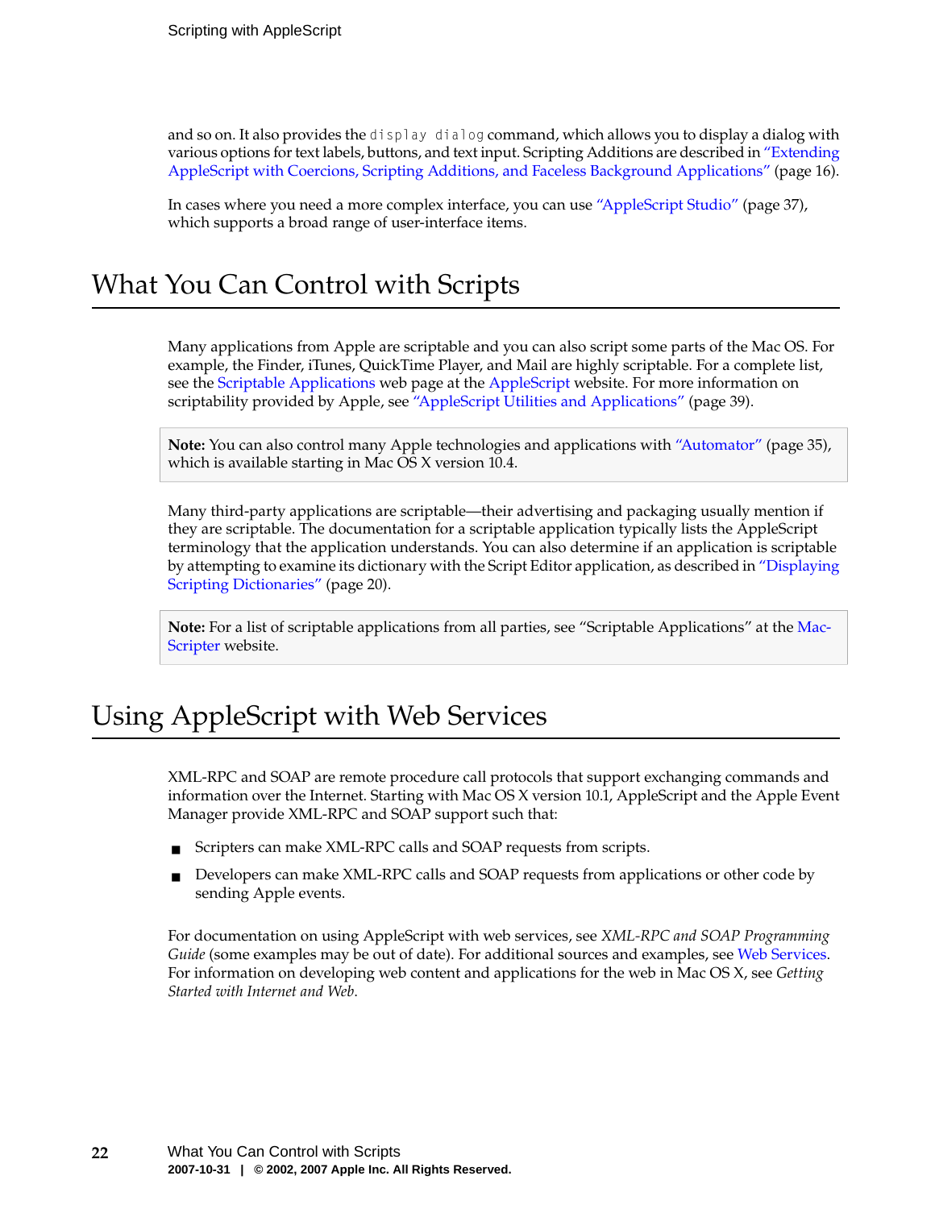and so on. It also provides the `display dialog` command, which allows you to display a dialog with various options for text labels, buttons, and text input. Scripting Additions are described in "Extending AppleScript with Coercions, Scripting Additions, and Faceless Background Applications" (page 16).

In cases where you need a more complex interface, you can use "AppleScript Studio" (page 37), which supports a broad range of user-interface items.

## What You Can Control with Scripts

Many applications from Apple are scriptable and you can also script some parts of the Mac OS. For example, the Finder, iTunes, QuickTime Player, and Mail are highly scriptable. For a complete list, see the Scriptable Applications web page at the AppleScript website. For more information on scriptability provided by Apple, see "AppleScript Utilities and Applications" (page 39).

> **Note:** You can also control many Apple technologies and applications with "Automator" (page 35), which is available starting in Mac OS X version 10.4.

Many third-party applications are scriptable—their advertising and packaging usually mention if they are scriptable. The documentation for a scriptable application typically lists the AppleScript terminology that the application understands. You can also determine if an application is scriptable by attempting to examine its dictionary with the Script Editor application, as described in "Displaying Scripting Dictionaries" (page 20).

> **Note:** For a list of scriptable applications from all parties, see "Scriptable Applications" at the MacScripter website.

## Using AppleScript with Web Services

XML-RPC and SOAP are remote procedure call protocols that support exchanging commands and information over the Internet. Starting with Mac OS X version 10.1, AppleScript and the Apple Event Manager provide XML-RPC and SOAP support such that:

- Scripters can make XML-RPC calls and SOAP requests from scripts.
- Developers can make XML-RPC calls and SOAP requests from applications or other code by sending Apple events.

For documentation on using AppleScript with web services, see *XML-RPC and SOAP Programming Guide* (some examples may be out of date). For additional sources and examples, see Web Services. For information on developing web content and applications for the web in Mac OS X, see *Getting Started with Internet and Web*.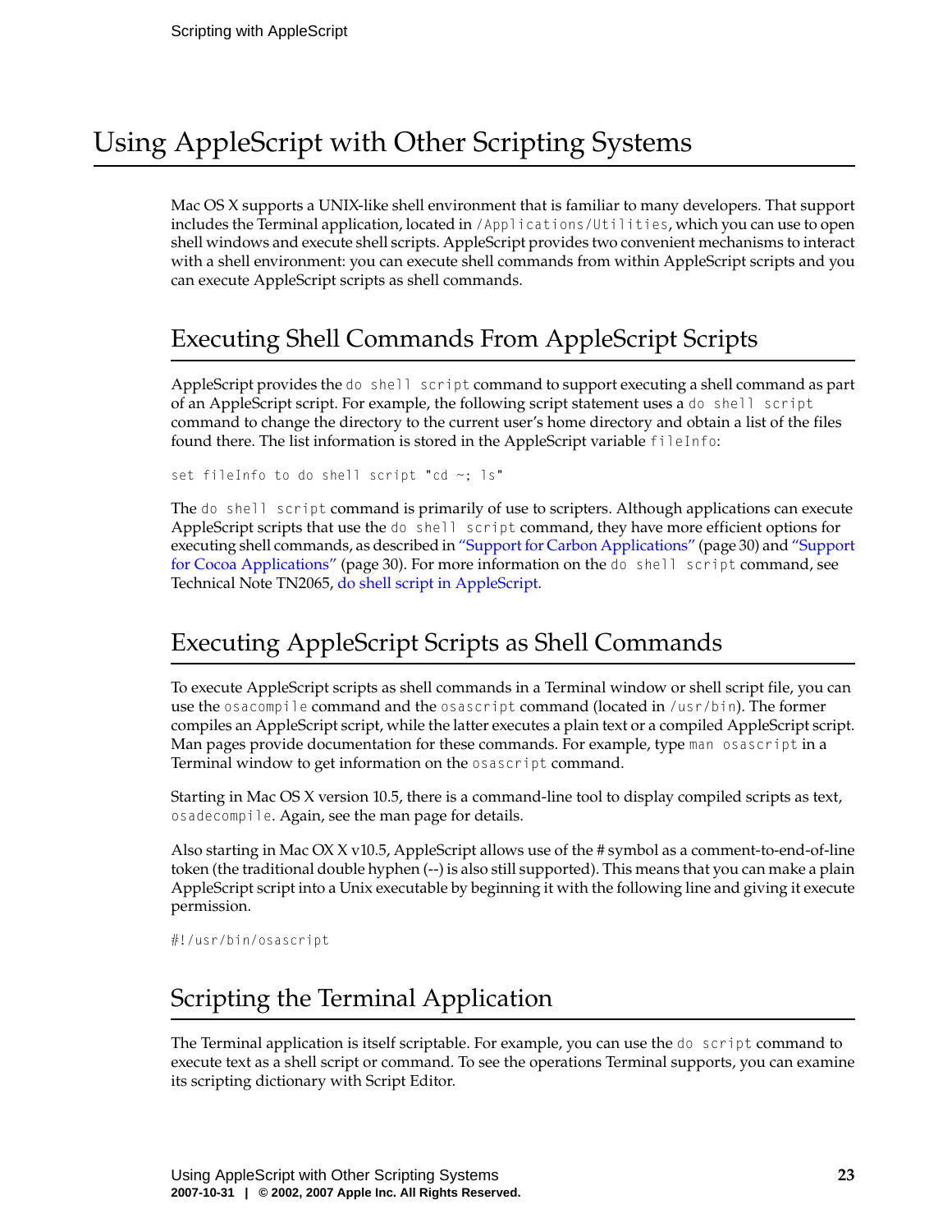# Using AppleScript with Other Scripting Systems

Mac OS X supports a UNIX-like shell environment that is familiar to many developers. That support includes the Terminal application, located in `/Applications/Utilities`, which you can use to open shell windows and execute shell scripts. AppleScript provides two convenient mechanisms to interact with a shell environment: you can execute shell commands from within AppleScript scripts and you can execute AppleScript scripts as shell commands.

## Executing Shell Commands From AppleScript Scripts

AppleScript provides the `do shell script` command to support executing a shell command as part of an AppleScript script. For example, the following script statement uses a `do shell script` command to change the directory to the current user's home directory and obtain a list of the files found there. The list information is stored in the AppleScript variable `fileInfo`:

```
set fileInfo to do shell script "cd ~; ls"
```

The `do shell script` command is primarily of use to scripters. Although applications can execute AppleScript scripts that use the `do shell script` command, they have more efficient options for executing shell commands, as described in "Support for Carbon Applications" (page 30) and "Support for Cocoa Applications" (page 30). For more information on the `do shell script` command, see Technical Note TN2065, do shell script in AppleScript.

## Executing AppleScript Scripts as Shell Commands

To execute AppleScript scripts as shell commands in a Terminal window or shell script file, you can use the `osacompile` command and the `osascript` command (located in `/usr/bin`). The former compiles an AppleScript script, while the latter executes a plain text or a compiled AppleScript script. Man pages provide documentation for these commands. For example, type `man osascript` in a Terminal window to get information on the `osascript` command.

Starting in Mac OS X version 10.5, there is a command-line tool to display compiled scripts as text, `osadecompile`. Again, see the man page for details.

Also starting in Mac OX X v10.5, AppleScript allows use of the # symbol as a comment-to-end-of-line token (the traditional double hyphen (--) is also still supported). This means that you can make a plain AppleScript script into a Unix executable by beginning it with the following line and giving it execute permission.

```
#!/usr/bin/osascript
```

## Scripting the Terminal Application

The Terminal application is itself scriptable. For example, you can use the `do script` command to execute text as a shell script or command. To see the operations Terminal supports, you can examine its scripting dictionary with Script Editor.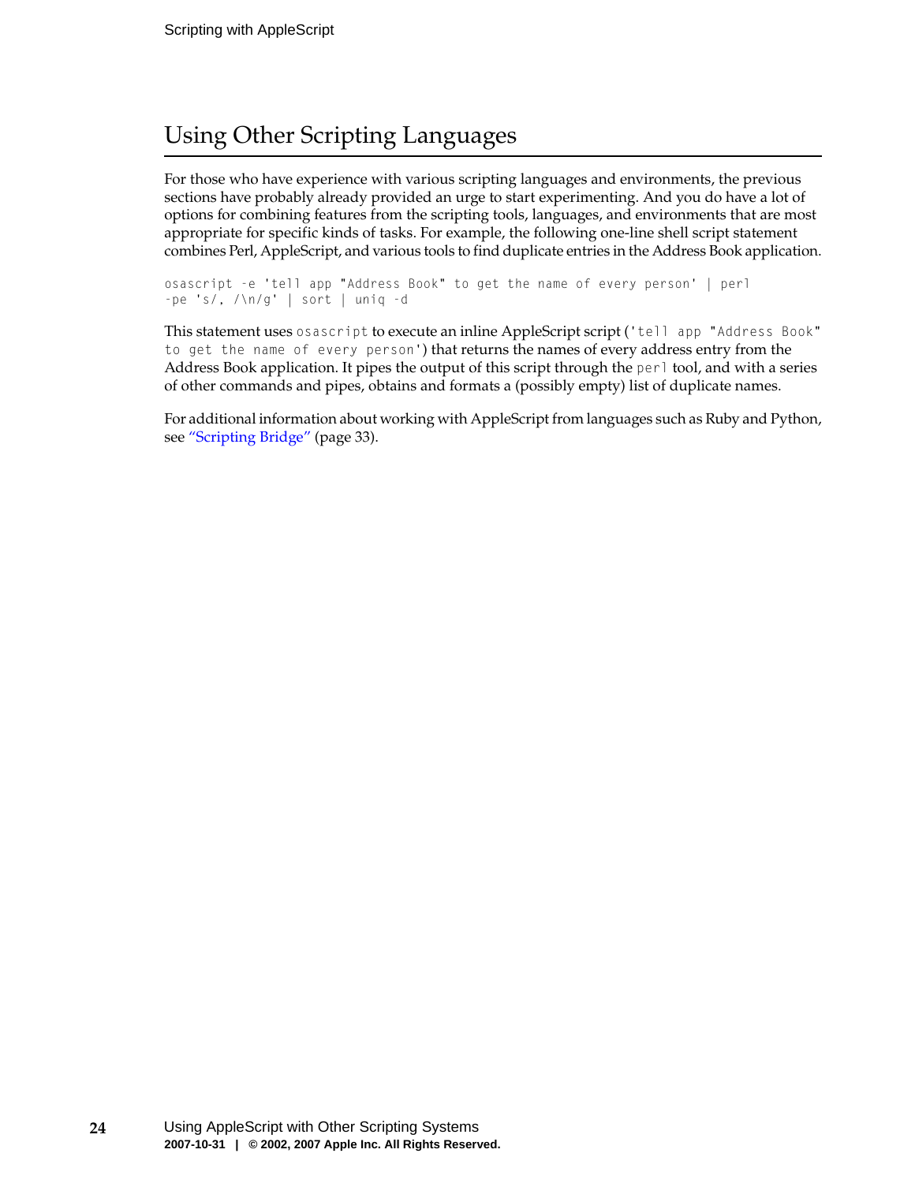## Using Other Scripting Languages

For those who have experience with various scripting languages and environments, the previous sections have probably already provided an urge to start experimenting. And you do have a lot of options for combining features from the scripting tools, languages, and environments that are most appropriate for specific kinds of tasks. For example, the following one-line shell script statement combines Perl, AppleScript, and various tools to find duplicate entries in the Address Book application.

```
osascript -e 'tell app "Address Book" to get the name of every person' | perl
-pe 's/, /\n/g' | sort | uniq -d
```

This statement uses `osascript` to execute an inline AppleScript script (`'tell app "Address Book" to get the name of every person'`) that returns the names of every address entry from the Address Book application. It pipes the output of this script through the `perl` tool, and with a series of other commands and pipes, obtains and formats a (possibly empty) list of duplicate names.

For additional information about working with AppleScript from languages such as Ruby and Python, see "Scripting Bridge" (page 33).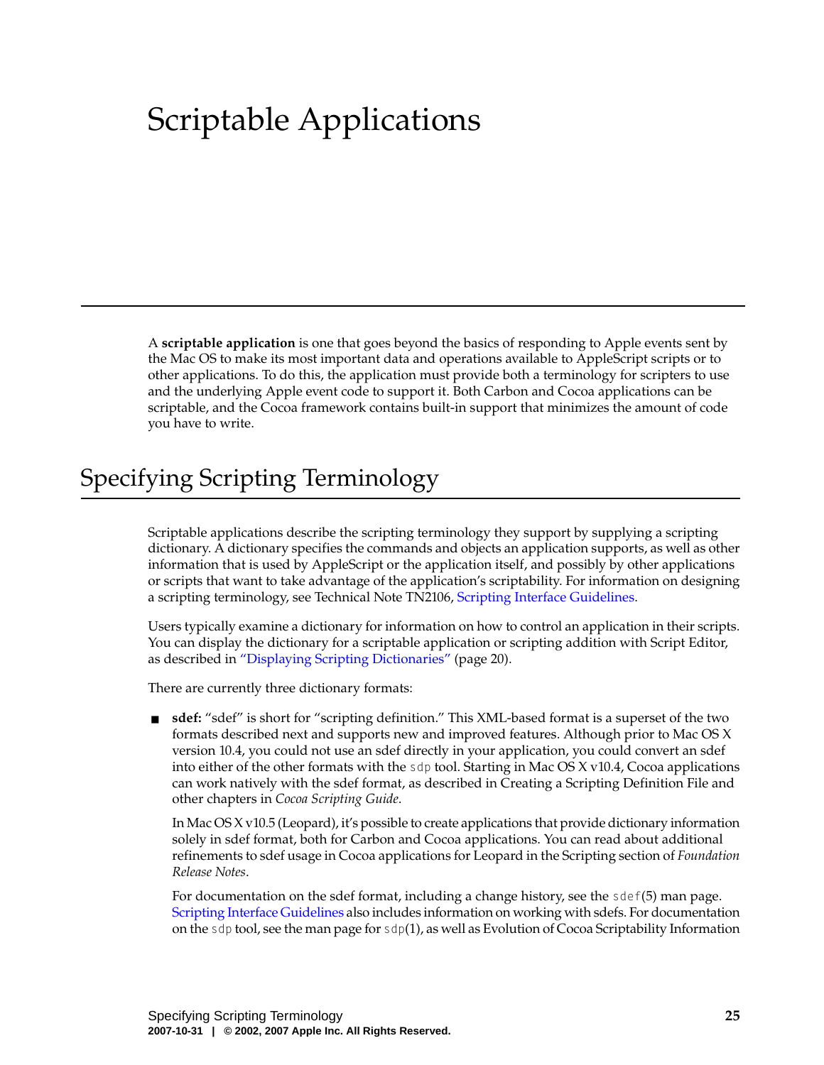# Scriptable Applications

A **scriptable application** is one that goes beyond the basics of responding to Apple events sent by the Mac OS to make its most important data and operations available to AppleScript scripts or to other applications. To do this, the application must provide both a terminology for scripters to use and the underlying Apple event code to support it. Both Carbon and Cocoa applications can be scriptable, and the Cocoa framework contains built-in support that minimizes the amount of code you have to write.

## Specifying Scripting Terminology

Scriptable applications describe the scripting terminology they support by supplying a scripting dictionary. A dictionary specifies the commands and objects an application supports, as well as other information that is used by AppleScript or the application itself, and possibly by other applications or scripts that want to take advantage of the application's scriptability. For information on designing a scripting terminology, see Technical Note TN2106, Scripting Interface Guidelines.

Users typically examine a dictionary for information on how to control an application in their scripts. You can display the dictionary for a scriptable application or scripting addition with Script Editor, as described in "Displaying Scripting Dictionaries" (page 20).

There are currently three dictionary formats:

- **sdef:** "sdef" is short for "scripting definition." This XML-based format is a superset of the two formats described next and supports new and improved features. Although prior to Mac OS X version 10.4, you could not use an sdef directly in your application, you could convert an sdef into either of the other formats with the `sdp` tool. Starting in Mac OS X v10.4, Cocoa applications can work natively with the sdef format, as described in Creating a Scripting Definition File and other chapters in *Cocoa Scripting Guide*.

  In Mac OS X v10.5 (Leopard), it's possible to create applications that provide dictionary information solely in sdef format, both for Carbon and Cocoa applications. You can read about additional refinements to sdef usage in Cocoa applications for Leopard in the Scripting section of *Foundation Release Notes*.

  For documentation on the sdef format, including a change history, see the `sdef`(5) man page. Scripting Interface Guidelines also includes information on working with sdefs. For documentation on the `sdp` tool, see the man page for `sdp`(1), as well as Evolution of Cocoa Scriptability Information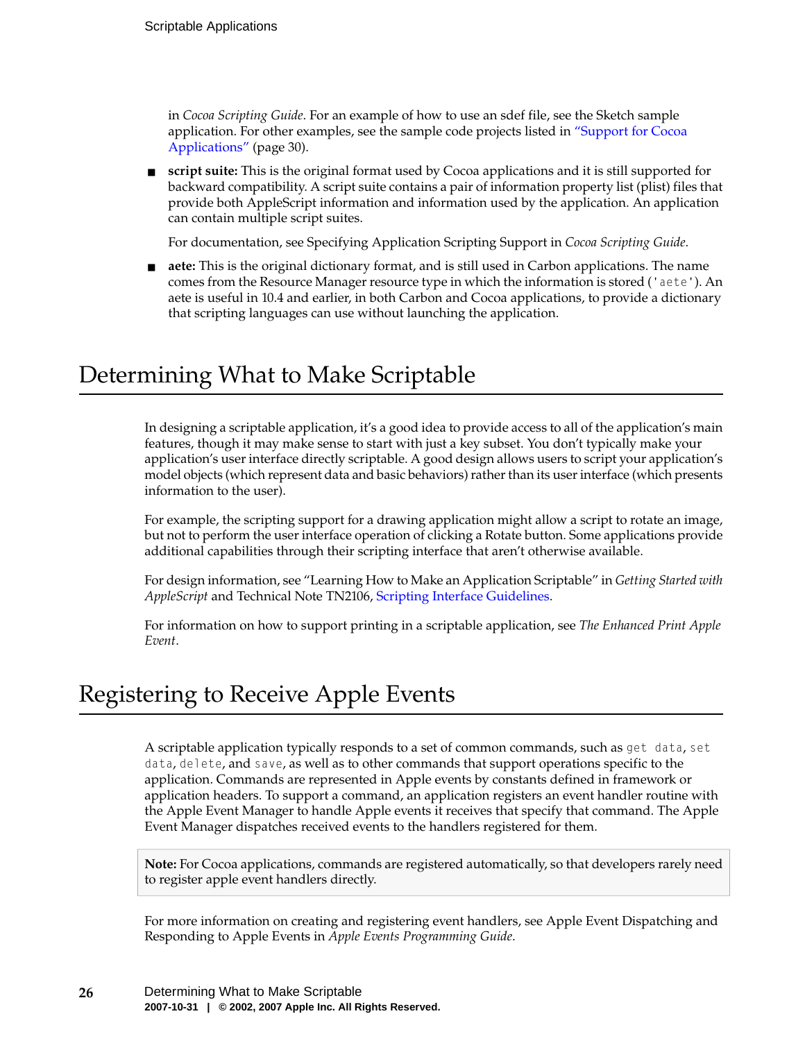in *Cocoa Scripting Guide*. For an example of how to use an sdef file, see the Sketch sample application. For other examples, see the sample code projects listed in "Support for Cocoa Applications" (page 30).

- **script suite:** This is the original format used by Cocoa applications and it is still supported for backward compatibility. A script suite contains a pair of information property list (plist) files that provide both AppleScript information and information used by the application. An application can contain multiple script suites.

  For documentation, see Specifying Application Scripting Support in *Cocoa Scripting Guide*.

- **aete:** This is the original dictionary format, and is still used in Carbon applications. The name comes from the Resource Manager resource type in which the information is stored (`'aete'`). An aete is useful in 10.4 and earlier, in both Carbon and Cocoa applications, to provide a dictionary that scripting languages can use without launching the application.

## Determining What to Make Scriptable

In designing a scriptable application, it's a good idea to provide access to all of the application's main features, though it may make sense to start with just a key subset. You don't typically make your application's user interface directly scriptable. A good design allows users to script your application's model objects (which represent data and basic behaviors) rather than its user interface (which presents information to the user).

For example, the scripting support for a drawing application might allow a script to rotate an image, but not to perform the user interface operation of clicking a Rotate button. Some applications provide additional capabilities through their scripting interface that aren't otherwise available.

For design information, see "Learning How to Make an Application Scriptable" in *Getting Started with AppleScript* and Technical Note TN2106, Scripting Interface Guidelines.

For information on how to support printing in a scriptable application, see *The Enhanced Print Apple Event*.

## Registering to Receive Apple Events

A scriptable application typically responds to a set of common commands, such as `get data`, `set data`, `delete`, and `save`, as well as to other commands that support operations specific to the application. Commands are represented in Apple events by constants defined in framework or application headers. To support a command, an application registers an event handler routine with the Apple Event Manager to handle Apple events it receives that specify that command. The Apple Event Manager dispatches received events to the handlers registered for them.

> **Note:** For Cocoa applications, commands are registered automatically, so that developers rarely need to register apple event handlers directly.

For more information on creating and registering event handlers, see Apple Event Dispatching and Responding to Apple Events in *Apple Events Programming Guide*.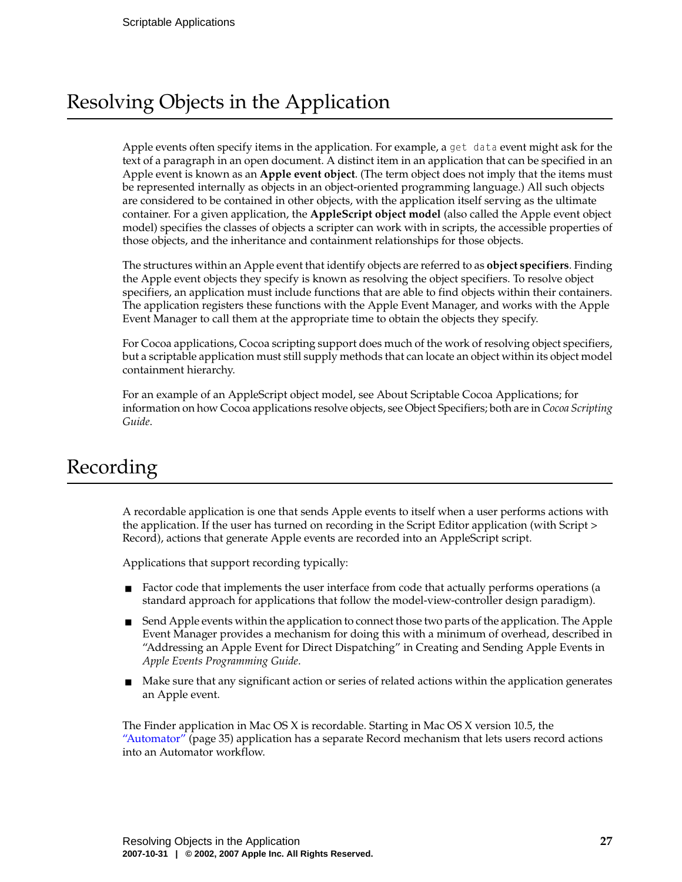## Resolving Objects in the Application

Apple events often specify items in the application. For example, a `get data` event might ask for the text of a paragraph in an open document. A distinct item in an application that can be specified in an Apple event is known as an **Apple event object**. (The term object does not imply that the items must be represented internally as objects in an object-oriented programming language.) All such objects are considered to be contained in other objects, with the application itself serving as the ultimate container. For a given application, the **AppleScript object model** (also called the Apple event object model) specifies the classes of objects a scripter can work with in scripts, the accessible properties of those objects, and the inheritance and containment relationships for those objects.

The structures within an Apple event that identify objects are referred to as **object specifiers**. Finding the Apple event objects they specify is known as resolving the object specifiers. To resolve object specifiers, an application must include functions that are able to find objects within their containers. The application registers these functions with the Apple Event Manager, and works with the Apple Event Manager to call them at the appropriate time to obtain the objects they specify.

For Cocoa applications, Cocoa scripting support does much of the work of resolving object specifiers, but a scriptable application must still supply methods that can locate an object within its object model containment hierarchy.

For an example of an AppleScript object model, see About Scriptable Cocoa Applications; for information on how Cocoa applications resolve objects, see Object Specifiers; both are in *Cocoa Scripting Guide*.

## Recording

A recordable application is one that sends Apple events to itself when a user performs actions with the application. If the user has turned on recording in the Script Editor application (with Script > Record), actions that generate Apple events are recorded into an AppleScript script.

Applications that support recording typically:

- Factor code that implements the user interface from code that actually performs operations (a standard approach for applications that follow the model-view-controller design paradigm).
- Send Apple events within the application to connect those two parts of the application. The Apple Event Manager provides a mechanism for doing this with a minimum of overhead, described in "Addressing an Apple Event for Direct Dispatching" in Creating and Sending Apple Events in *Apple Events Programming Guide*.
- Make sure that any significant action or series of related actions within the application generates an Apple event.

The Finder application in Mac OS X is recordable. Starting in Mac OS X version 10.5, the "Automator" (page 35) application has a separate Record mechanism that lets users record actions into an Automator workflow.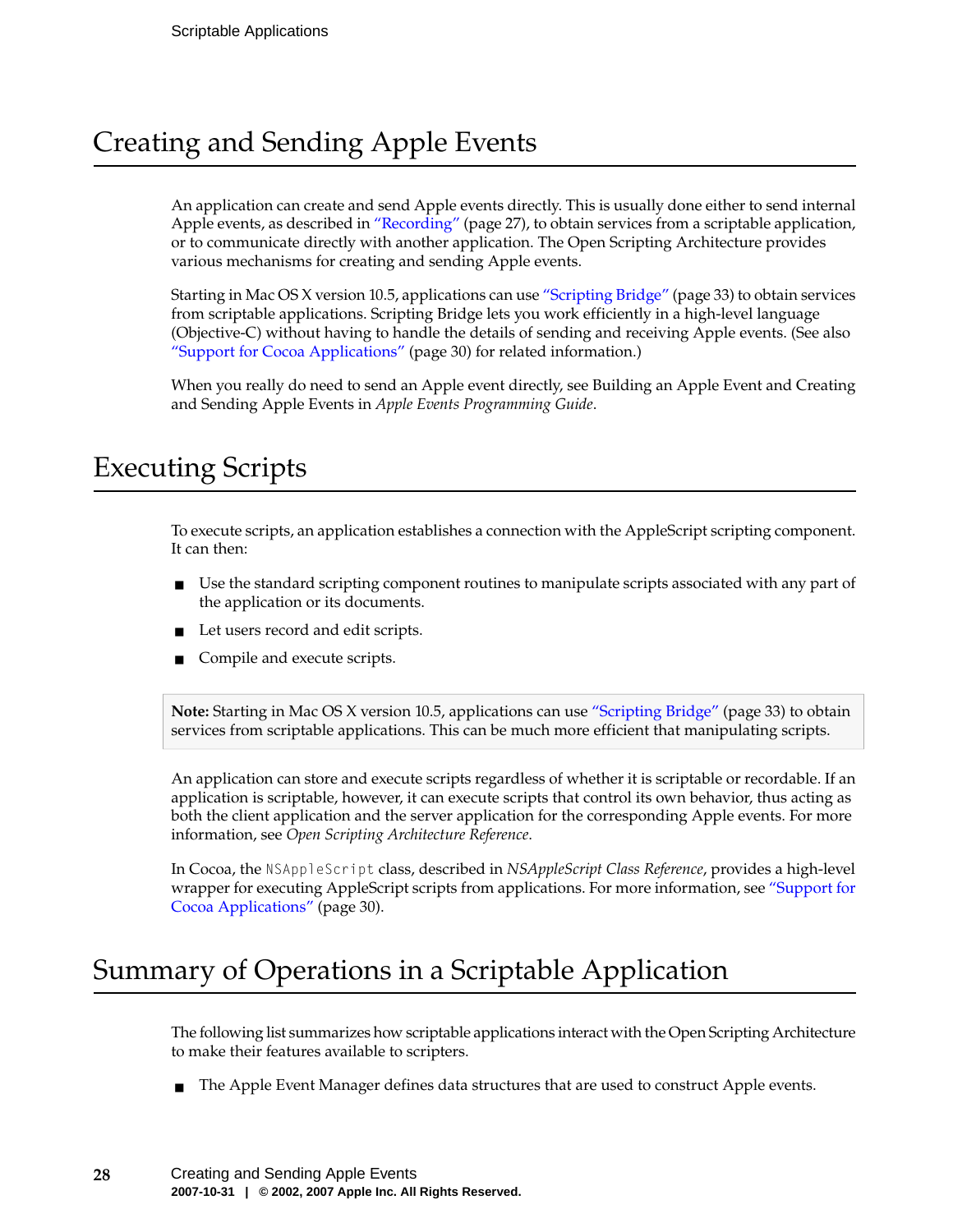## Creating and Sending Apple Events

An application can create and send Apple events directly. This is usually done either to send internal Apple events, as described in "Recording" (page 27), to obtain services from a scriptable application, or to communicate directly with another application. The Open Scripting Architecture provides various mechanisms for creating and sending Apple events.

Starting in Mac OS X version 10.5, applications can use "Scripting Bridge" (page 33) to obtain services from scriptable applications. Scripting Bridge lets you work efficiently in a high-level language (Objective-C) without having to handle the details of sending and receiving Apple events. (See also "Support for Cocoa Applications" (page 30) for related information.)

When you really do need to send an Apple event directly, see Building an Apple Event and Creating and Sending Apple Events in *Apple Events Programming Guide*.

## Executing Scripts

To execute scripts, an application establishes a connection with the AppleScript scripting component. It can then:

- Use the standard scripting component routines to manipulate scripts associated with any part of the application or its documents.
- Let users record and edit scripts.
- Compile and execute scripts.

> **Note:** Starting in Mac OS X version 10.5, applications can use "Scripting Bridge" (page 33) to obtain services from scriptable applications. This can be much more efficient that manipulating scripts.

An application can store and execute scripts regardless of whether it is scriptable or recordable. If an application is scriptable, however, it can execute scripts that control its own behavior, thus acting as both the client application and the server application for the corresponding Apple events. For more information, see *Open Scripting Architecture Reference*.

In Cocoa, the `NSAppleScript` class, described in *NSAppleScript Class Reference*, provides a high-level wrapper for executing AppleScript scripts from applications. For more information, see "Support for Cocoa Applications" (page 30).

## Summary of Operations in a Scriptable Application

The following list summarizes how scriptable applications interact with the Open Scripting Architecture to make their features available to scripters.

- The Apple Event Manager defines data structures that are used to construct Apple events.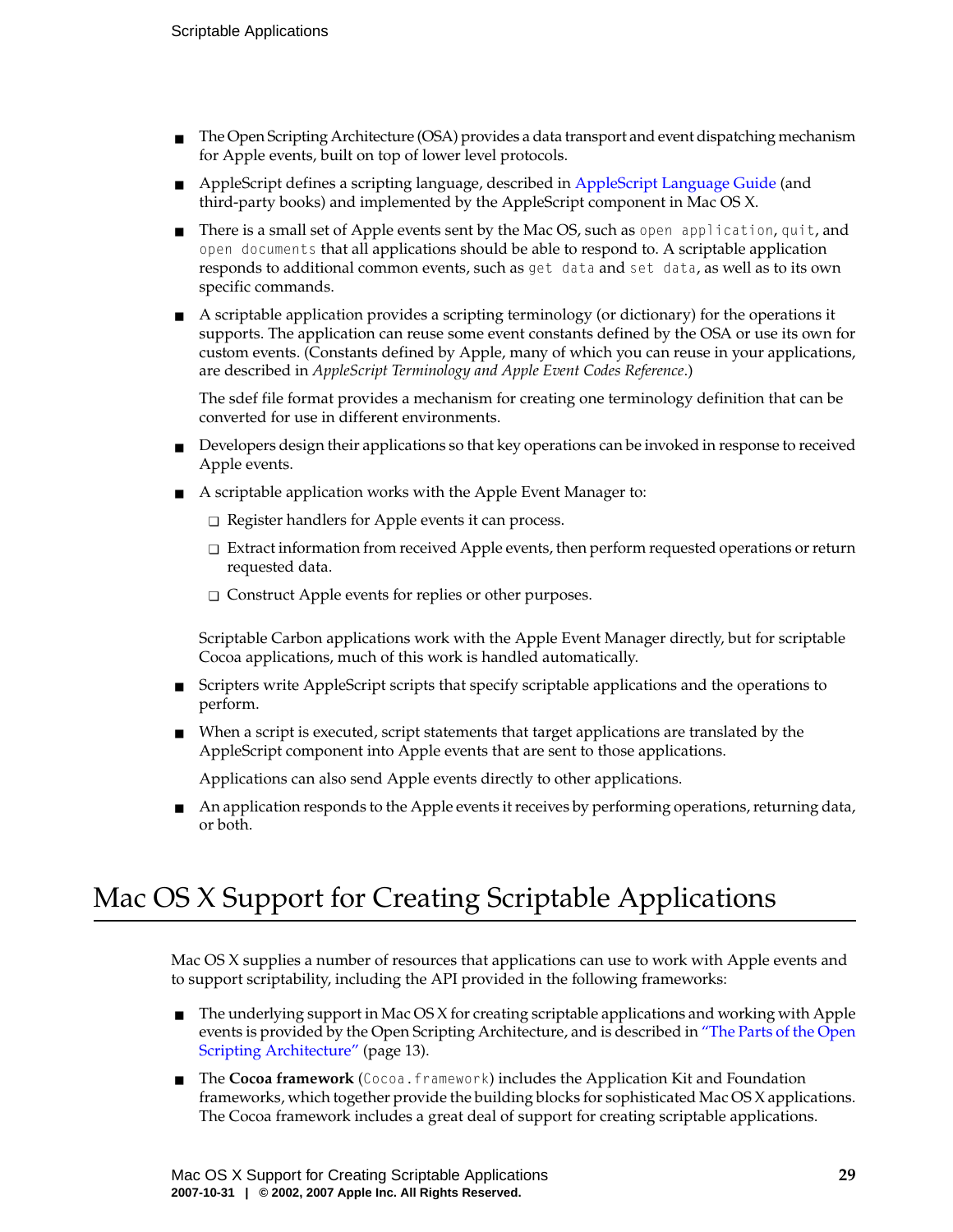- The Open Scripting Architecture (OSA) provides a data transport and event dispatching mechanism for Apple events, built on top of lower level protocols.
- AppleScript defines a scripting language, described in AppleScript Language Guide (and third-party books) and implemented by the AppleScript component in Mac OS X.
- There is a small set of Apple events sent by the Mac OS, such as `open application`, `quit`, and `open documents` that all applications should be able to respond to. A scriptable application responds to additional common events, such as `get data` and `set data`, as well as to its own specific commands.
- A scriptable application provides a scripting terminology (or dictionary) for the operations it supports. The application can reuse some event constants defined by the OSA or use its own for custom events. (Constants defined by Apple, many of which you can reuse in your applications, are described in *AppleScript Terminology and Apple Event Codes Reference*.)

  The sdef file format provides a mechanism for creating one terminology definition that can be converted for use in different environments.
- Developers design their applications so that key operations can be invoked in response to received Apple events.
- A scriptable application works with the Apple Event Manager to:
  - Register handlers for Apple events it can process.
  - Extract information from received Apple events, then perform requested operations or return requested data.
  - Construct Apple events for replies or other purposes.

  Scriptable Carbon applications work with the Apple Event Manager directly, but for scriptable Cocoa applications, much of this work is handled automatically.
- Scripters write AppleScript scripts that specify scriptable applications and the operations to perform.
- When a script is executed, script statements that target applications are translated by the AppleScript component into Apple events that are sent to those applications.

  Applications can also send Apple events directly to other applications.
- An application responds to the Apple events it receives by performing operations, returning data, or both.

# Mac OS X Support for Creating Scriptable Applications

Mac OS X supplies a number of resources that applications can use to work with Apple events and to support scriptability, including the API provided in the following frameworks:

- The underlying support in Mac OS X for creating scriptable applications and working with Apple events is provided by the Open Scripting Architecture, and is described in "The Parts of the Open Scripting Architecture" (page 13).
- The **Cocoa framework** (`Cocoa.framework`) includes the Application Kit and Foundation frameworks, which together provide the building blocks for sophisticated Mac OS X applications. The Cocoa framework includes a great deal of support for creating scriptable applications.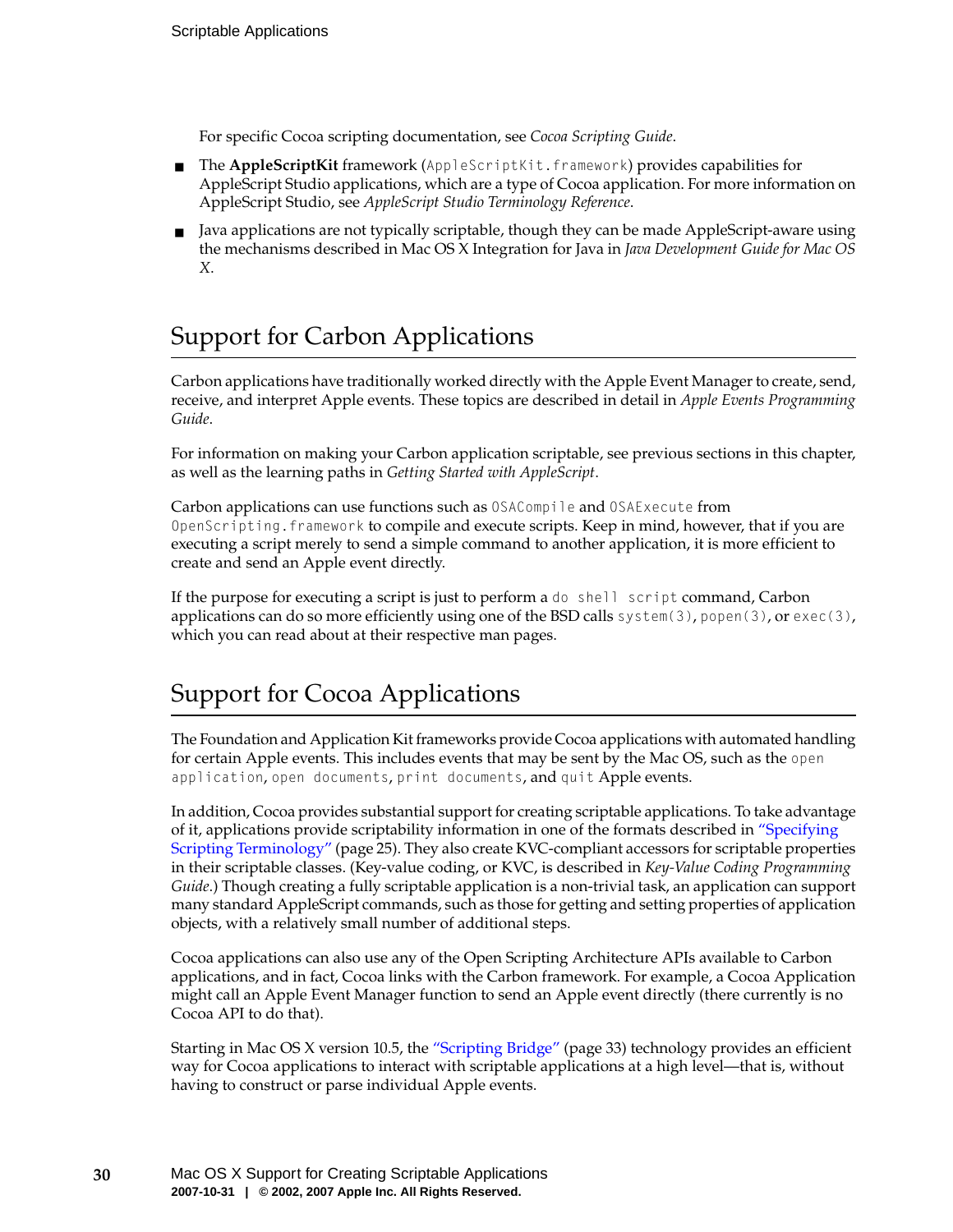For specific Cocoa scripting documentation, see *Cocoa Scripting Guide*.

- The **AppleScriptKit** framework (`AppleScriptKit.framework`) provides capabilities for AppleScript Studio applications, which are a type of Cocoa application. For more information on AppleScript Studio, see *AppleScript Studio Terminology Reference*.
- Java applications are not typically scriptable, though they can be made AppleScript-aware using the mechanisms described in Mac OS X Integration for Java in *Java Development Guide for Mac OS X*.

## Support for Carbon Applications

Carbon applications have traditionally worked directly with the Apple Event Manager to create, send, receive, and interpret Apple events. These topics are described in detail in *Apple Events Programming Guide*.

For information on making your Carbon application scriptable, see previous sections in this chapter, as well as the learning paths in *Getting Started with AppleScript*.

Carbon applications can use functions such as `OSACompile` and `OSAExecute` from `OpenScripting.framework` to compile and execute scripts. Keep in mind, however, that if you are executing a script merely to send a simple command to another application, it is more efficient to create and send an Apple event directly.

If the purpose for executing a script is just to perform a `do shell script` command, Carbon applications can do so more efficiently using one of the BSD calls `system(3)`, `popen(3)`, or `exec(3)`, which you can read about at their respective man pages.

## Support for Cocoa Applications

The Foundation and Application Kit frameworks provide Cocoa applications with automated handling for certain Apple events. This includes events that may be sent by the Mac OS, such as the `open application`, `open documents`, `print documents`, and `quit` Apple events.

In addition, Cocoa provides substantial support for creating scriptable applications. To take advantage of it, applications provide scriptability information in one of the formats described in "Specifying Scripting Terminology" (page 25). They also create KVC-compliant accessors for scriptable properties in their scriptable classes. (Key-value coding, or KVC, is described in *Key-Value Coding Programming Guide*.) Though creating a fully scriptable application is a non-trivial task, an application can support many standard AppleScript commands, such as those for getting and setting properties of application objects, with a relatively small number of additional steps.

Cocoa applications can also use any of the Open Scripting Architecture APIs available to Carbon applications, and in fact, Cocoa links with the Carbon framework. For example, a Cocoa Application might call an Apple Event Manager function to send an Apple event directly (there currently is no Cocoa API to do that).

Starting in Mac OS X version 10.5, the "Scripting Bridge" (page 33) technology provides an efficient way for Cocoa applications to interact with scriptable applications at a high level—that is, without having to construct or parse individual Apple events.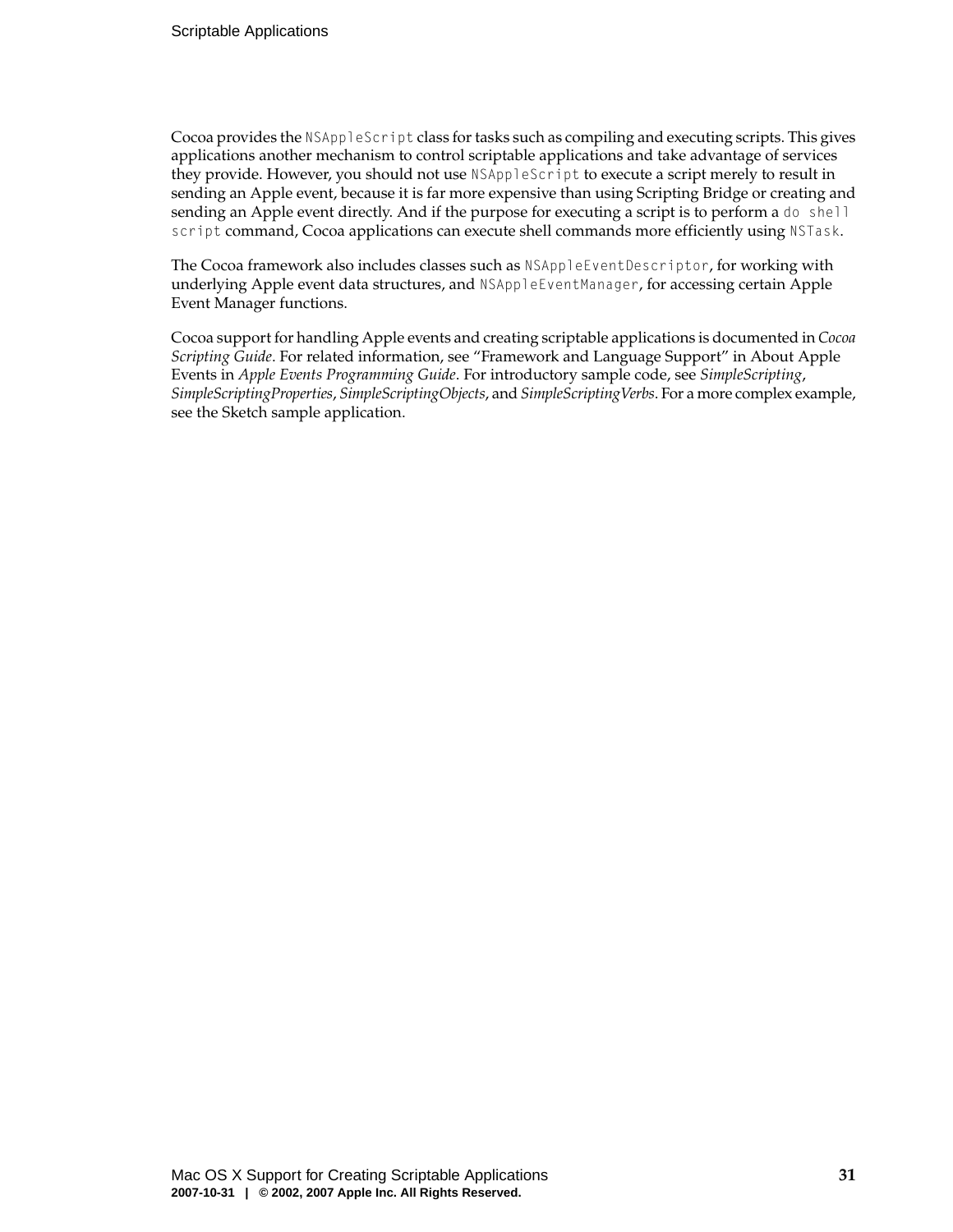Cocoa provides the `NSAppleScript` class for tasks such as compiling and executing scripts. This gives applications another mechanism to control scriptable applications and take advantage of services they provide. However, you should not use `NSAppleScript` to execute a script merely to result in sending an Apple event, because it is far more expensive than using Scripting Bridge or creating and sending an Apple event directly. And if the purpose for executing a script is to perform a `do shell script` command, Cocoa applications can execute shell commands more efficiently using `NSTask`.

The Cocoa framework also includes classes such as `NSAppleEventDescriptor`, for working with underlying Apple event data structures, and `NSAppleEventManager`, for accessing certain Apple Event Manager functions.

Cocoa support for handling Apple events and creating scriptable applications is documented in *Cocoa Scripting Guide*. For related information, see "Framework and Language Support" in About Apple Events in *Apple Events Programming Guide*. For introductory sample code, see *SimpleScripting*, *SimpleScriptingProperties*, *SimpleScriptingObjects*, and *SimpleScriptingVerbs*. For a more complex example, see the Sketch sample application.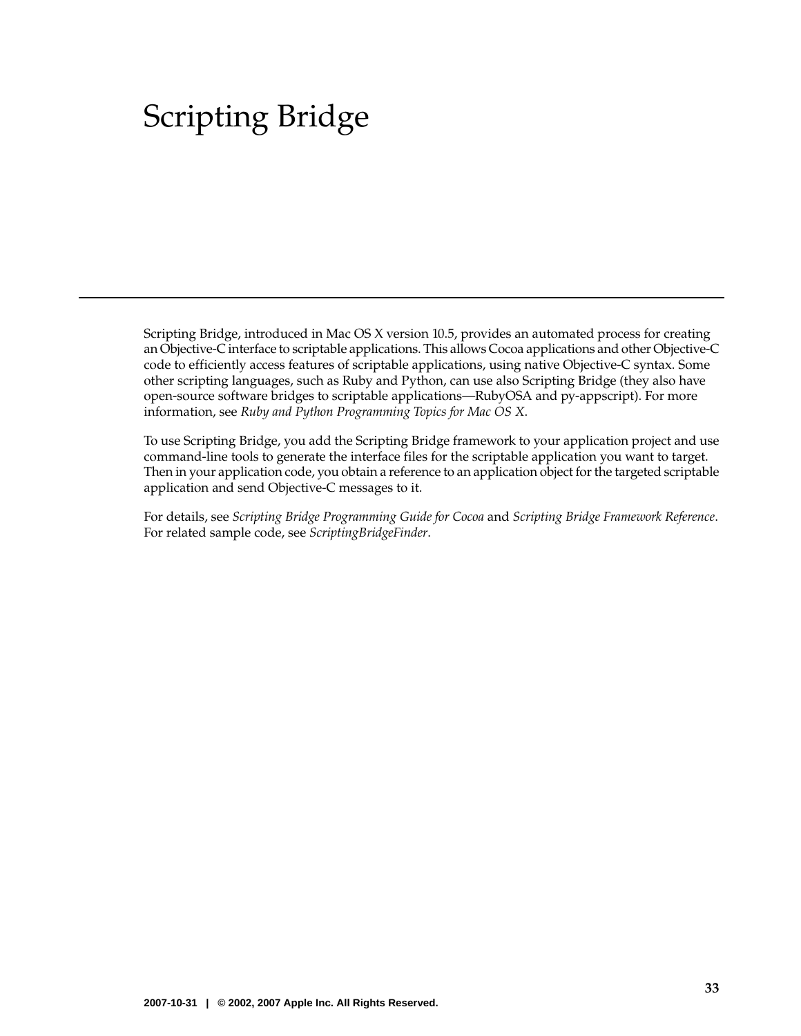# Scripting Bridge

Scripting Bridge, introduced in Mac OS X version 10.5, provides an automated process for creating an Objective-C interface to scriptable applications. This allows Cocoa applications and other Objective-C code to efficiently access features of scriptable applications, using native Objective-C syntax. Some other scripting languages, such as Ruby and Python, can use also Scripting Bridge (they also have open-source software bridges to scriptable applications—RubyOSA and py-appscript). For more information, see *Ruby and Python Programming Topics for Mac OS X*.

To use Scripting Bridge, you add the Scripting Bridge framework to your application project and use command-line tools to generate the interface files for the scriptable application you want to target. Then in your application code, you obtain a reference to an application object for the targeted scriptable application and send Objective-C messages to it.

For details, see *Scripting Bridge Programming Guide for Cocoa* and *Scripting Bridge Framework Reference*. For related sample code, see *ScriptingBridgeFinder*.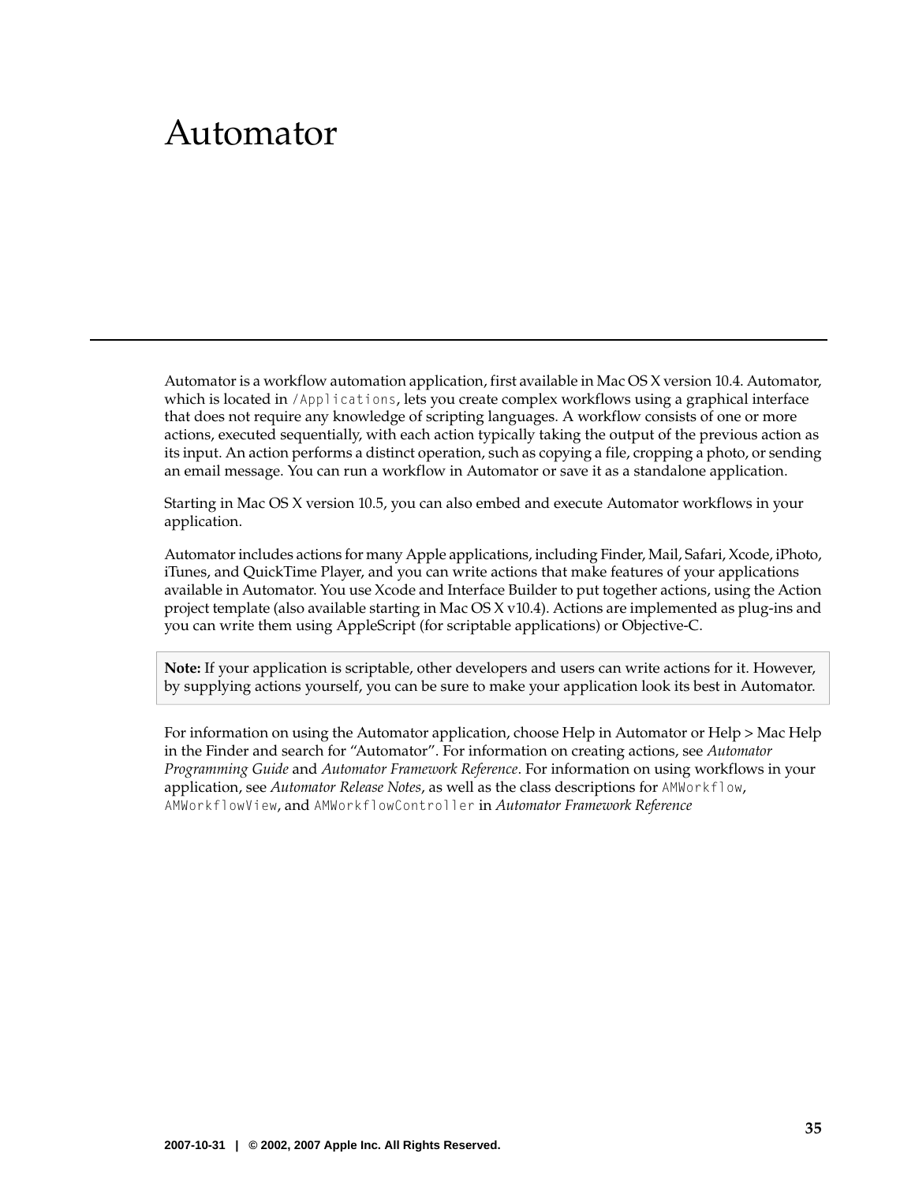# Automator

Automator is a workflow automation application, first available in Mac OS X version 10.4. Automator, which is located in `/Applications`, lets you create complex workflows using a graphical interface that does not require any knowledge of scripting languages. A workflow consists of one or more actions, executed sequentially, with each action typically taking the output of the previous action as its input. An action performs a distinct operation, such as copying a file, cropping a photo, or sending an email message. You can run a workflow in Automator or save it as a standalone application.

Starting in Mac OS X version 10.5, you can also embed and execute Automator workflows in your application.

Automator includes actions for many Apple applications, including Finder, Mail, Safari, Xcode, iPhoto, iTunes, and QuickTime Player, and you can write actions that make features of your applications available in Automator. You use Xcode and Interface Builder to put together actions, using the Action project template (also available starting in Mac OS X v10.4). Actions are implemented as plug-ins and you can write them using AppleScript (for scriptable applications) or Objective-C.

> **Note:** If your application is scriptable, other developers and users can write actions for it. However, by supplying actions yourself, you can be sure to make your application look its best in Automator.

For information on using the Automator application, choose Help in Automator or Help > Mac Help in the Finder and search for "Automator". For information on creating actions, see *Automator Programming Guide* and *Automator Framework Reference*. For information on using workflows in your application, see *Automator Release Notes*, as well as the class descriptions for `AMWorkflow`, `AMWorkflowView`, and `AMWorkflowController` in *Automator Framework Reference*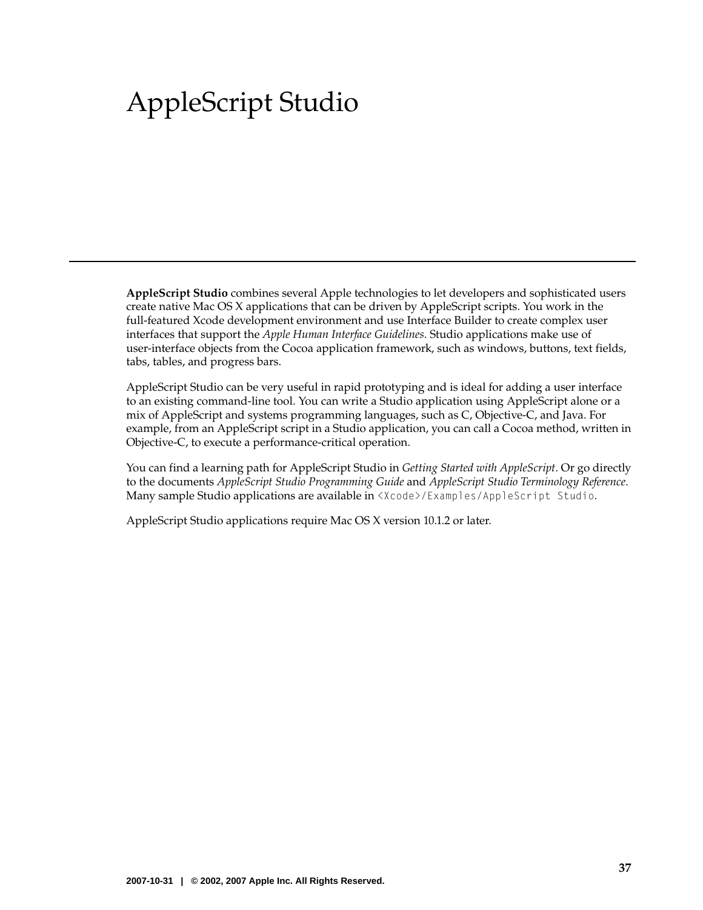# AppleScript Studio

**AppleScript Studio** combines several Apple technologies to let developers and sophisticated users create native Mac OS X applications that can be driven by AppleScript scripts. You work in the full-featured Xcode development environment and use Interface Builder to create complex user interfaces that support the *Apple Human Interface Guidelines*. Studio applications make use of user-interface objects from the Cocoa application framework, such as windows, buttons, text fields, tabs, tables, and progress bars.

AppleScript Studio can be very useful in rapid prototyping and is ideal for adding a user interface to an existing command-line tool. You can write a Studio application using AppleScript alone or a mix of AppleScript and systems programming languages, such as C, Objective-C, and Java. For example, from an AppleScript script in a Studio application, you can call a Cocoa method, written in Objective-C, to execute a performance-critical operation.

You can find a learning path for AppleScript Studio in *Getting Started with AppleScript*. Or go directly to the documents *AppleScript Studio Programming Guide* and *AppleScript Studio Terminology Reference*. Many sample Studio applications are available in `<Xcode>/Examples/AppleScript Studio`.

AppleScript Studio applications require Mac OS X version 10.1.2 or later.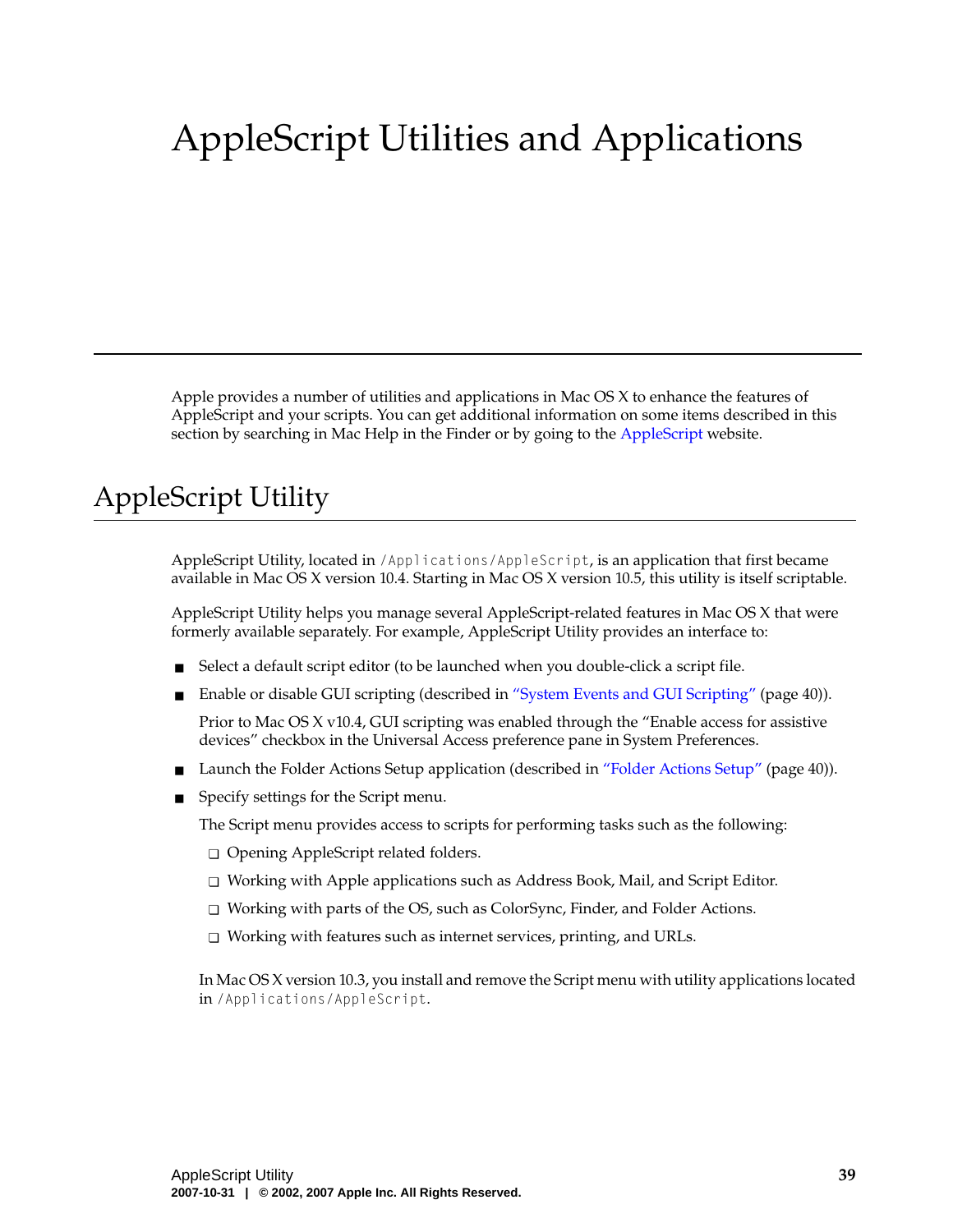# AppleScript Utilities and Applications

Apple provides a number of utilities and applications in Mac OS X to enhance the features of AppleScript and your scripts. You can get additional information on some items described in this section by searching in Mac Help in the Finder or by going to the AppleScript website.

## AppleScript Utility

AppleScript Utility, located in `/Applications/AppleScript`, is an application that first became available in Mac OS X version 10.4. Starting in Mac OS X version 10.5, this utility is itself scriptable.

AppleScript Utility helps you manage several AppleScript-related features in Mac OS X that were formerly available separately. For example, AppleScript Utility provides an interface to:

- Select a default script editor (to be launched when you double-click a script file.
- Enable or disable GUI scripting (described in "System Events and GUI Scripting" (page 40)).

  Prior to Mac OS X v10.4, GUI scripting was enabled through the "Enable access for assistive devices" checkbox in the Universal Access preference pane in System Preferences.
- Launch the Folder Actions Setup application (described in "Folder Actions Setup" (page 40)).
- Specify settings for the Script menu.

  The Script menu provides access to scripts for performing tasks such as the following:
  - Opening AppleScript related folders.
  - Working with Apple applications such as Address Book, Mail, and Script Editor.
  - Working with parts of the OS, such as ColorSync, Finder, and Folder Actions.
  - Working with features such as internet services, printing, and URLs.

  In Mac OS X version 10.3, you install and remove the Script menu with utility applications located in `/Applications/AppleScript`.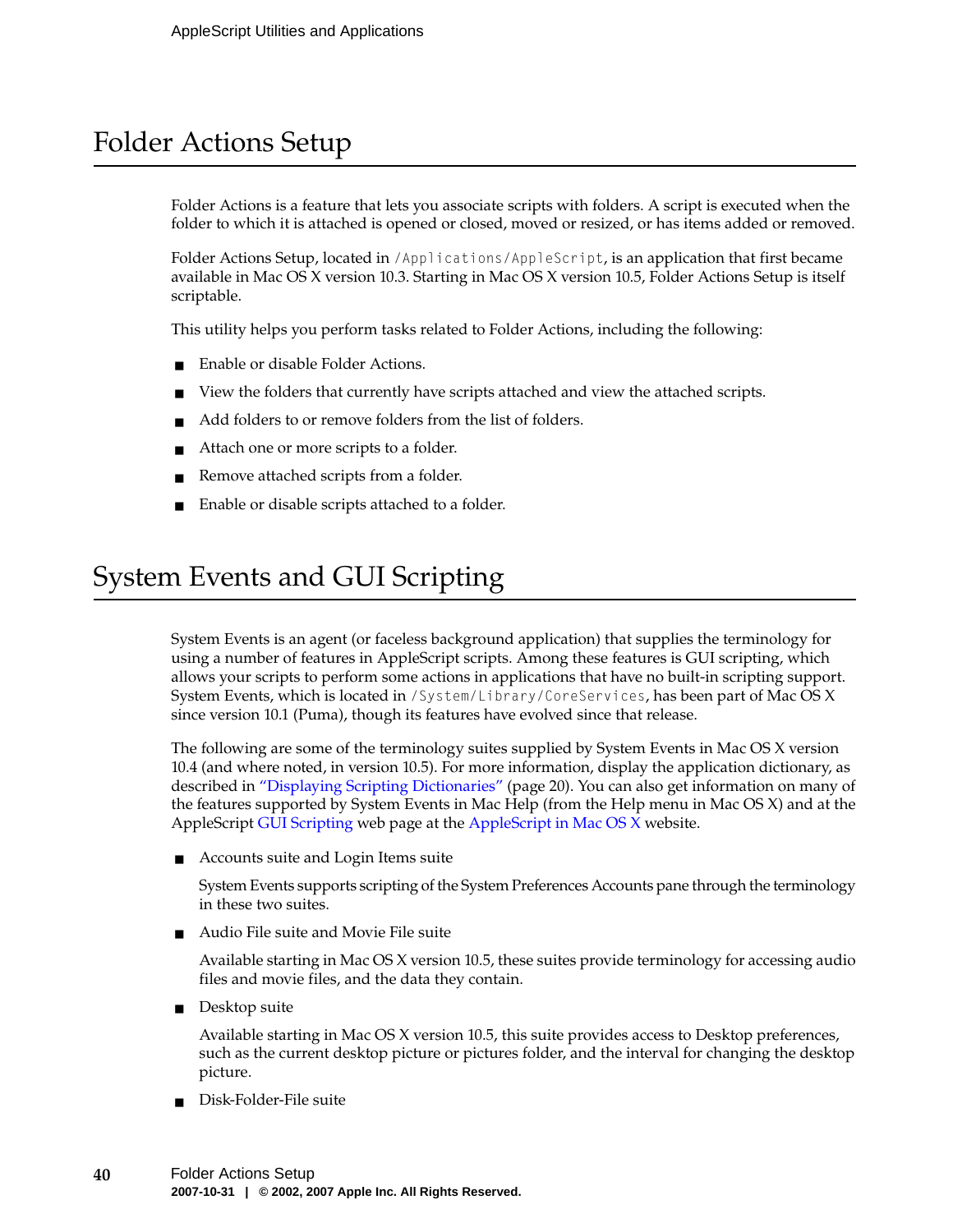## Folder Actions Setup

Folder Actions is a feature that lets you associate scripts with folders. A script is executed when the folder to which it is attached is opened or closed, moved or resized, or has items added or removed.

Folder Actions Setup, located in `/Applications/AppleScript`, is an application that first became available in Mac OS X version 10.3. Starting in Mac OS X version 10.5, Folder Actions Setup is itself scriptable.

This utility helps you perform tasks related to Folder Actions, including the following:

- Enable or disable Folder Actions.
- View the folders that currently have scripts attached and view the attached scripts.
- Add folders to or remove folders from the list of folders.
- Attach one or more scripts to a folder.
- Remove attached scripts from a folder.
- Enable or disable scripts attached to a folder.

## System Events and GUI Scripting

System Events is an agent (or faceless background application) that supplies the terminology for using a number of features in AppleScript scripts. Among these features is GUI scripting, which allows your scripts to perform some actions in applications that have no built-in scripting support. System Events, which is located in `/System/Library/CoreServices`, has been part of Mac OS X since version 10.1 (Puma), though its features have evolved since that release.

The following are some of the terminology suites supplied by System Events in Mac OS X version 10.4 (and where noted, in version 10.5). For more information, display the application dictionary, as described in "Displaying Scripting Dictionaries" (page 20). You can also get information on many of the features supported by System Events in Mac Help (from the Help menu in Mac OS X) and at the AppleScript GUI Scripting web page at the AppleScript in Mac OS X website.

- Accounts suite and Login Items suite

  System Events supports scripting of the System Preferences Accounts pane through the terminology in these two suites.

- Audio File suite and Movie File suite

  Available starting in Mac OS X version 10.5, these suites provide terminology for accessing audio files and movie files, and the data they contain.

- Desktop suite

  Available starting in Mac OS X version 10.5, this suite provides access to Desktop preferences, such as the current desktop picture or pictures folder, and the interval for changing the desktop picture.

- Disk-Folder-File suite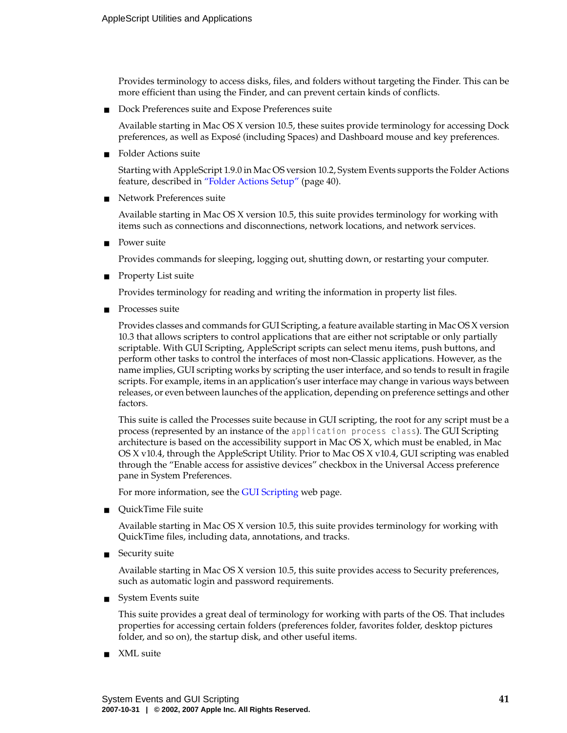Provides terminology to access disks, files, and folders without targeting the Finder. This can be more efficient than using the Finder, and can prevent certain kinds of conflicts.

- Dock Preferences suite and Expose Preferences suite

  Available starting in Mac OS X version 10.5, these suites provide terminology for accessing Dock preferences, as well as Exposé (including Spaces) and Dashboard mouse and key preferences.

- Folder Actions suite

  Starting with AppleScript 1.9.0 in Mac OS version 10.2, System Events supports the Folder Actions feature, described in "Folder Actions Setup" (page 40).

- Network Preferences suite

  Available starting in Mac OS X version 10.5, this suite provides terminology for working with items such as connections and disconnections, network locations, and network services.

- Power suite

  Provides commands for sleeping, logging out, shutting down, or restarting your computer.

- Property List suite

  Provides terminology for reading and writing the information in property list files.

- Processes suite

  Provides classes and commands for GUI Scripting, a feature available starting in Mac OS X version 10.3 that allows scripters to control applications that are either not scriptable or only partially scriptable. With GUI Scripting, AppleScript scripts can select menu items, push buttons, and perform other tasks to control the interfaces of most non-Classic applications. However, as the name implies, GUI scripting works by scripting the user interface, and so tends to result in fragile scripts. For example, items in an application's user interface may change in various ways between releases, or even between launches of the application, depending on preference settings and other factors.

  This suite is called the Processes suite because in GUI scripting, the root for any script must be a process (represented by an instance of the `application process class`). The GUI Scripting architecture is based on the accessibility support in Mac OS X, which must be enabled, in Mac OS X v10.4, through the AppleScript Utility. Prior to Mac OS X v10.4, GUI scripting was enabled through the "Enable access for assistive devices" checkbox in the Universal Access preference pane in System Preferences.

  For more information, see the GUI Scripting web page.

- QuickTime File suite

  Available starting in Mac OS X version 10.5, this suite provides terminology for working with QuickTime files, including data, annotations, and tracks.

- Security suite

  Available starting in Mac OS X version 10.5, this suite provides access to Security preferences, such as automatic login and password requirements.

- System Events suite

  This suite provides a great deal of terminology for working with parts of the OS. That includes properties for accessing certain folders (preferences folder, favorites folder, desktop pictures folder, and so on), the startup disk, and other useful items.

- XML suite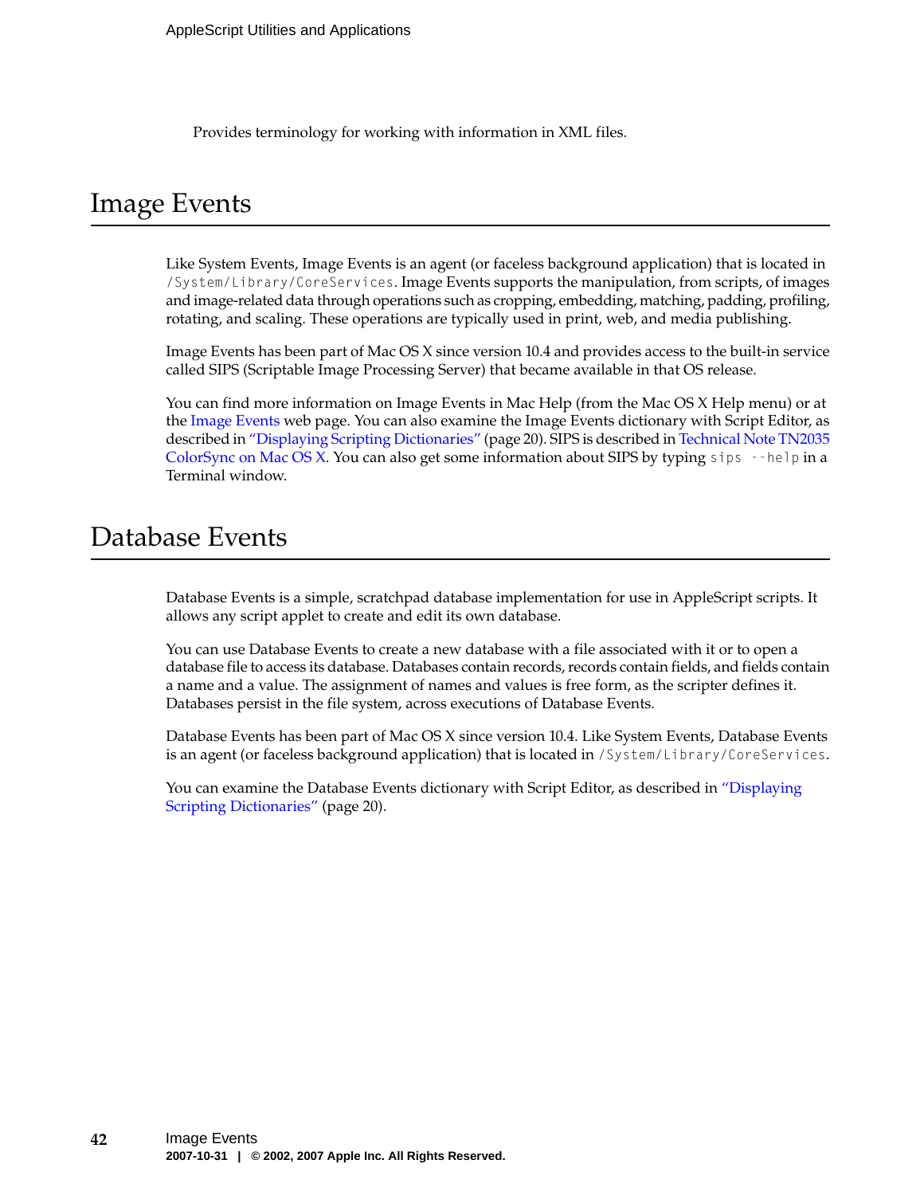Provides terminology for working with information in XML files.

# Image Events

Like System Events, Image Events is an agent (or faceless background application) that is located in `/System/Library/CoreServices`. Image Events supports the manipulation, from scripts, of images and image-related data through operations such as cropping, embedding, matching, padding, profiling, rotating, and scaling. These operations are typically used in print, web, and media publishing.

Image Events has been part of Mac OS X since version 10.4 and provides access to the built-in service called SIPS (Scriptable Image Processing Server) that became available in that OS release.

You can find more information on Image Events in Mac Help (from the Mac OS X Help menu) or at the Image Events web page. You can also examine the Image Events dictionary with Script Editor, as described in "Displaying Scripting Dictionaries" (page 20). SIPS is described in Technical Note TN2035 ColorSync on Mac OS X. You can also get some information about SIPS by typing `sips --help` in a Terminal window.

# Database Events

Database Events is a simple, scratchpad database implementation for use in AppleScript scripts. It allows any script applet to create and edit its own database.

You can use Database Events to create a new database with a file associated with it or to open a database file to access its database. Databases contain records, records contain fields, and fields contain a name and a value. The assignment of names and values is free form, as the scripter defines it. Databases persist in the file system, across executions of Database Events.

Database Events has been part of Mac OS X since version 10.4. Like System Events, Database Events is an agent (or faceless background application) that is located in `/System/Library/CoreServices`.

You can examine the Database Events dictionary with Script Editor, as described in "Displaying Scripting Dictionaries" (page 20).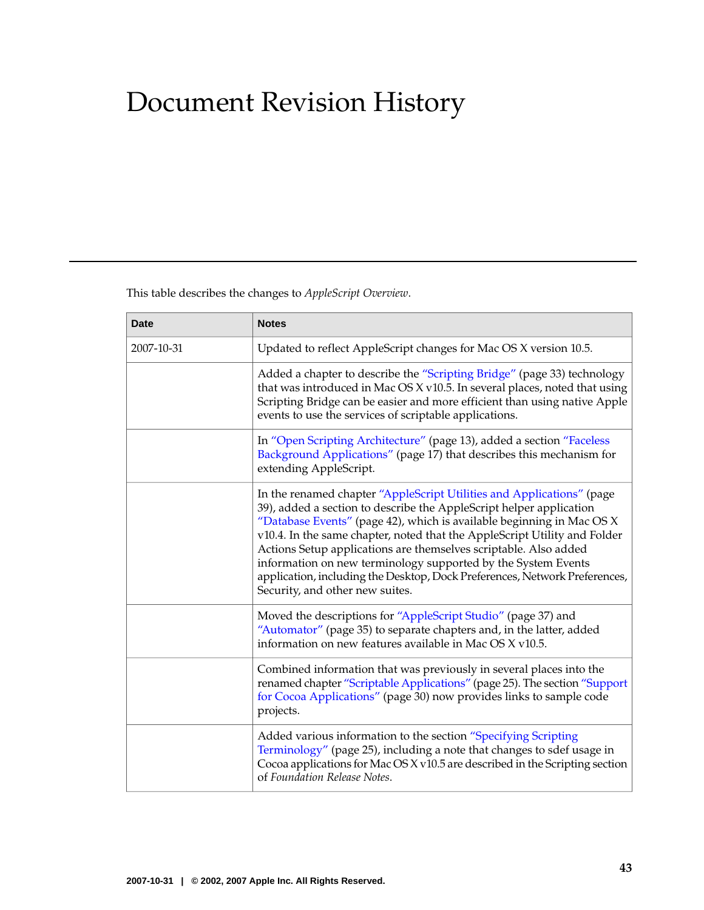# Document Revision History

This table describes the changes to *AppleScript Overview*.

| Date | Notes |
|---|---|
| 2007-10-31 | Updated to reflect AppleScript changes for Mac OS X version 10.5. |
| | Added a chapter to describe the "Scripting Bridge" (page 33) technology that was introduced in Mac OS X v10.5. In several places, noted that using Scripting Bridge can be easier and more efficient than using native Apple events to use the services of scriptable applications. |
| | In "Open Scripting Architecture" (page 13), added a section "Faceless Background Applications" (page 17) that describes this mechanism for extending AppleScript. |
| | In the renamed chapter "AppleScript Utilities and Applications" (page 39), added a section to describe the AppleScript helper application "Database Events" (page 42), which is available beginning in Mac OS X v10.4. In the same chapter, noted that the AppleScript Utility and Folder Actions Setup applications are themselves scriptable. Also added information on new terminology supported by the System Events application, including the Desktop, Dock Preferences, Network Preferences, Security, and other new suites. |
| | Moved the descriptions for "AppleScript Studio" (page 37) and "Automator" (page 35) to separate chapters and, in the latter, added information on new features available in Mac OS X v10.5. |
| | Combined information that was previously in several places into the renamed chapter "Scriptable Applications" (page 25). The section "Support for Cocoa Applications" (page 30) now provides links to sample code projects. |
| | Added various information to the section "Specifying Scripting Terminology" (page 25), including a note that changes to sdef usage in Cocoa applications for Mac OS X v10.5 are described in the Scripting section of *Foundation Release Notes*. |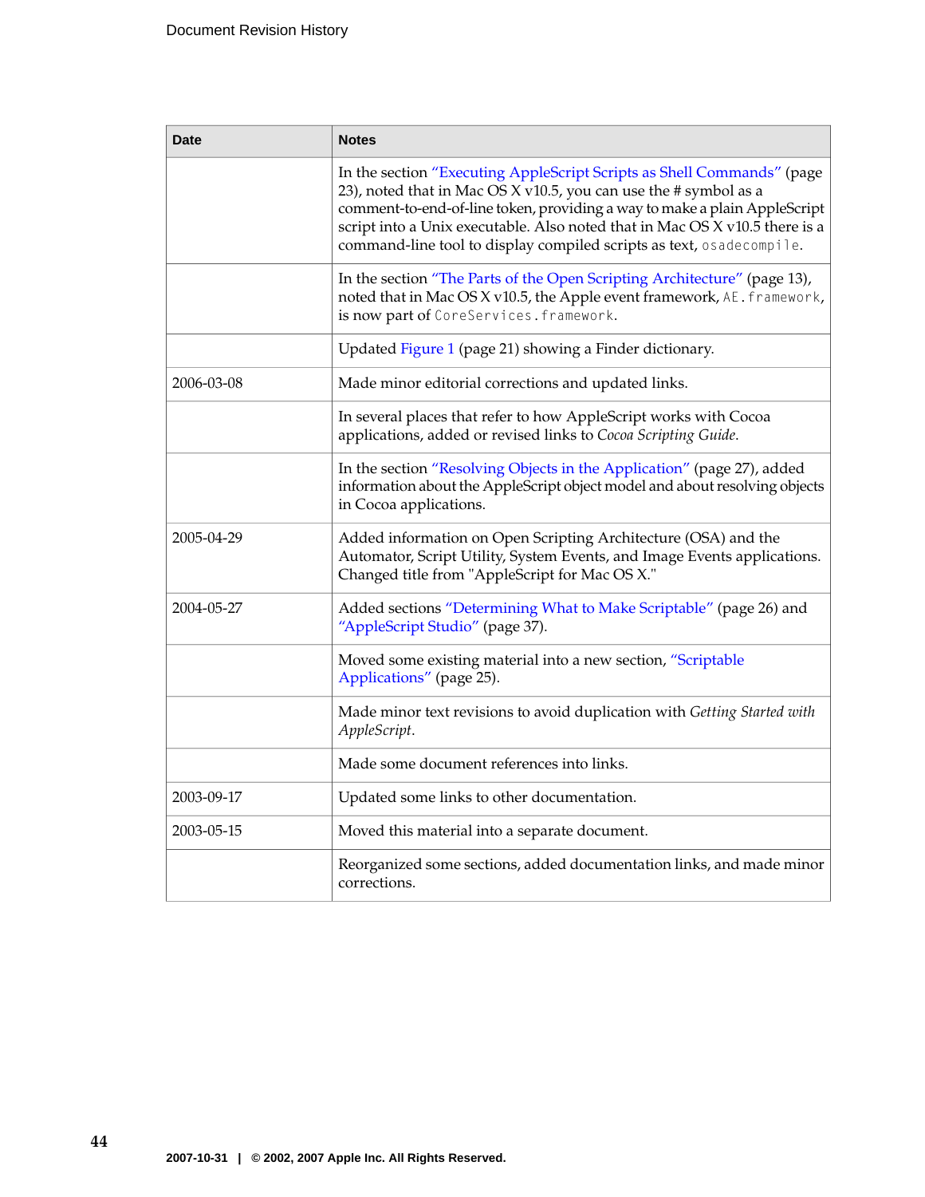| Date | Notes |
|---|---|
| | In the section "Executing AppleScript Scripts as Shell Commands" (page 23), noted that in Mac OS X v10.5, you can use the # symbol as a comment-to-end-of-line token, providing a way to make a plain AppleScript script into a Unix executable. Also noted that in Mac OS X v10.5 there is a command-line tool to display compiled scripts as text, `osadecompile`. |
| | In the section "The Parts of the Open Scripting Architecture" (page 13), noted that in Mac OS X v10.5, the Apple event framework, `AE.framework`, is now part of `CoreServices.framework`. |
| | Updated Figure 1 (page 21) showing a Finder dictionary. |
| 2006-03-08 | Made minor editorial corrections and updated links. |
| | In several places that refer to how AppleScript works with Cocoa applications, added or revised links to *Cocoa Scripting Guide*. |
| | In the section "Resolving Objects in the Application" (page 27), added information about the AppleScript object model and about resolving objects in Cocoa applications. |
| 2005-04-29 | Added information on Open Scripting Architecture (OSA) and the Automator, Script Utility, System Events, and Image Events applications. Changed title from "AppleScript for Mac OS X." |
| 2004-05-27 | Added sections "Determining What to Make Scriptable" (page 26) and "AppleScript Studio" (page 37). |
| | Moved some existing material into a new section, "Scriptable Applications" (page 25). |
| | Made minor text revisions to avoid duplication with *Getting Started with AppleScript*. |
| | Made some document references into links. |
| 2003-09-17 | Updated some links to other documentation. |
| 2003-05-15 | Moved this material into a separate document. |
| | Reorganized some sections, added documentation links, and made minor corrections. |